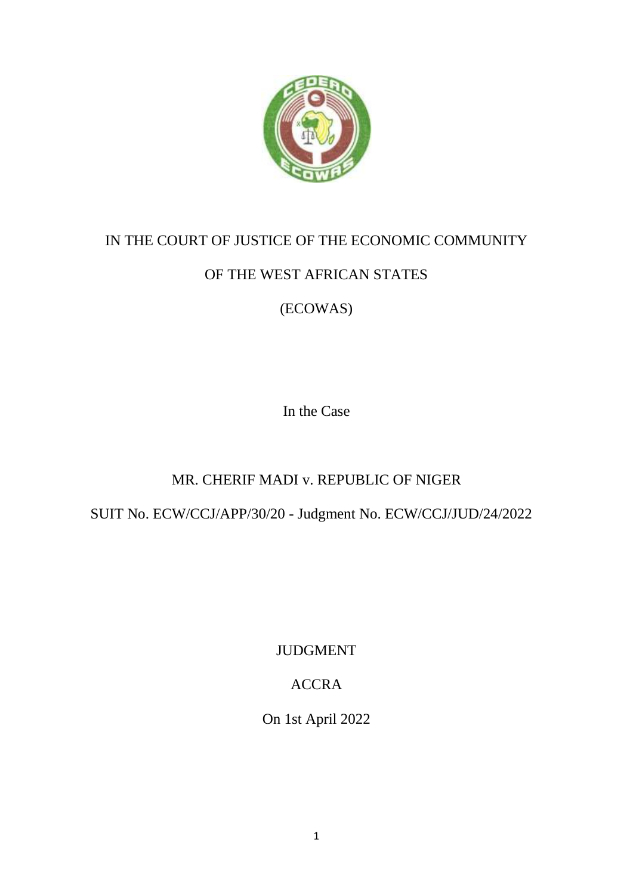IN THE COURT OF JUSTICE OF THE ECONOMIC COMMUNITY

OF THE WEST AFRICAN STATES

(ECOWAS)

In the Case

MR. CHERIF MADI v. REPUBLIC OF NIGER

SUIT No. ECW/CCJ/APP/30/20 - Judgment No. ECW/CCJ/JUD/24/2022

JUDGMENT

ACCRA

On 1st April 2022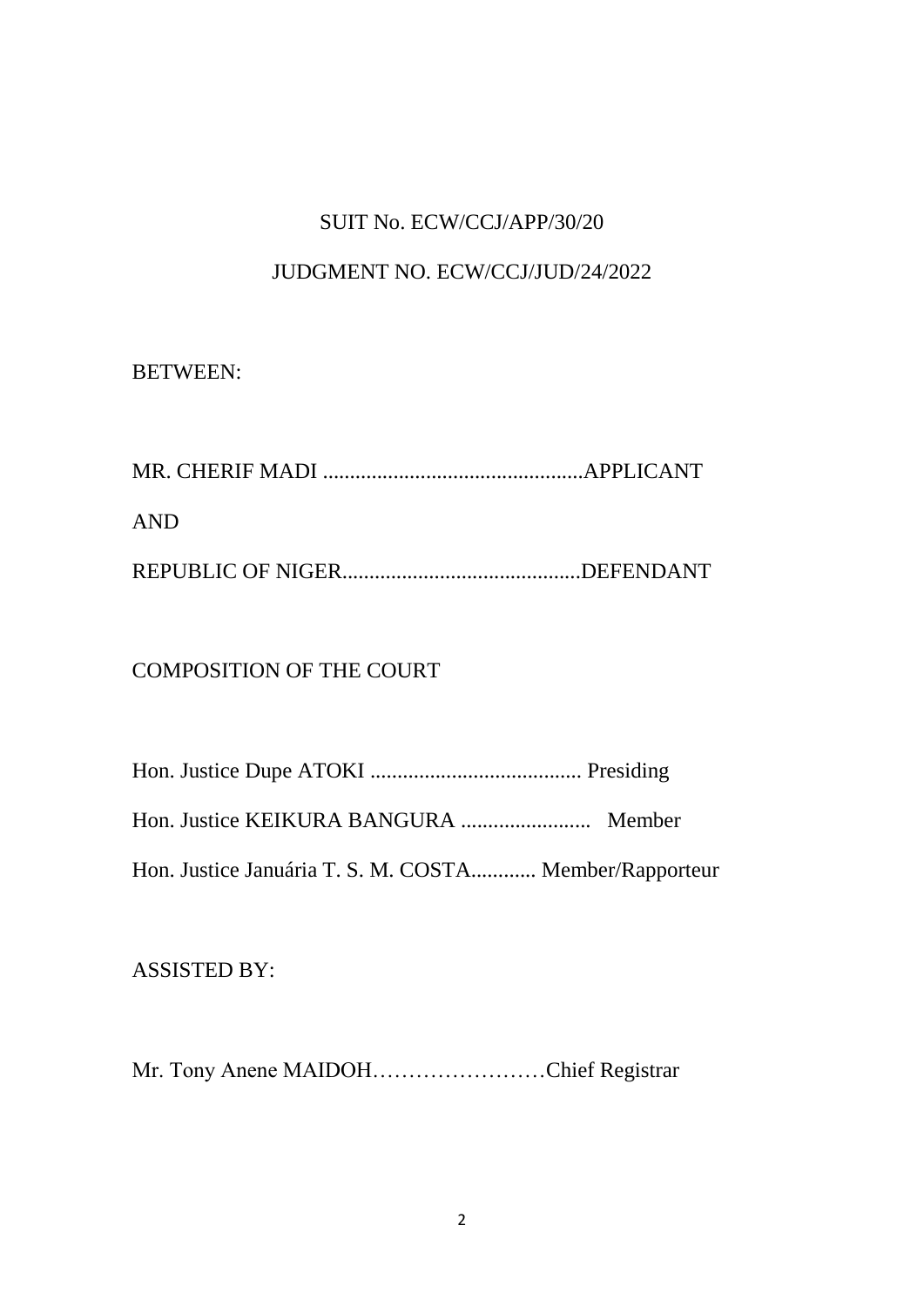SUIT No. ECW/CCJ/APP/30/20

JUDGMENT NO. ECW/CCJ/JUD/24/2022

BETWEEN:

MR. CHERIF MADI ................................................APPLICANT

AND

REPUBLIC OF NIGER............................................DEFENDANT

COMPOSITION OF THE COURT

Hon. Justice Dupe ATOKI ....................................... Presiding

Hon. Justice KEIKURA BANGURA ........................ Member

Hon. Justice Januária T. S. M. COSTA............ Member/Rapporteur

ASSISTED BY:

Mr. Tony Anene MAIDOH……………………Chief Registrar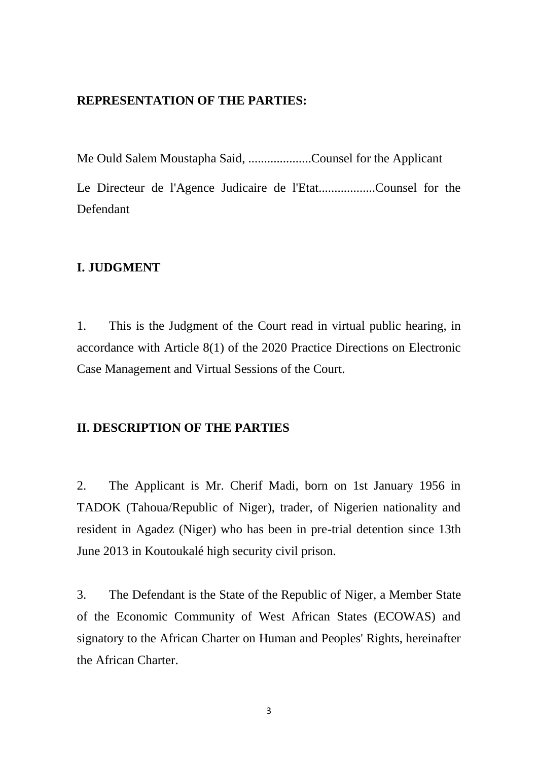**REPRESENTATION OF THE PARTIES:**

Me Ould Salem Moustapha Said, ....................Counsel for the Applicant

Le Directeur de l'Agence Judicaire de l'Etat..................Counsel for the Defendant

## I. JUDGMENT

1. This is the Judgment of the Court read in virtual public hearing, in accordance with Article 8(1) of the 2020 Practice Directions on Electronic Case Management and Virtual Sessions of the Court.

## II. DESCRIPTION OF THE PARTIES

2. The Applicant is Mr. Cherif Madi, born on 1st January 1956 in TADOK (Tahoua/Republic of Niger), trader, of Nigerien nationality and resident in Agadez (Niger) who has been in pre-trial detention since 13th June 2013 in Koutoukalé high security civil prison.

3. The Defendant is the State of the Republic of Niger, a Member State of the Economic Community of West African States (ECOWAS) and signatory to the African Charter on Human and Peoples' Rights, hereinafter the African Charter.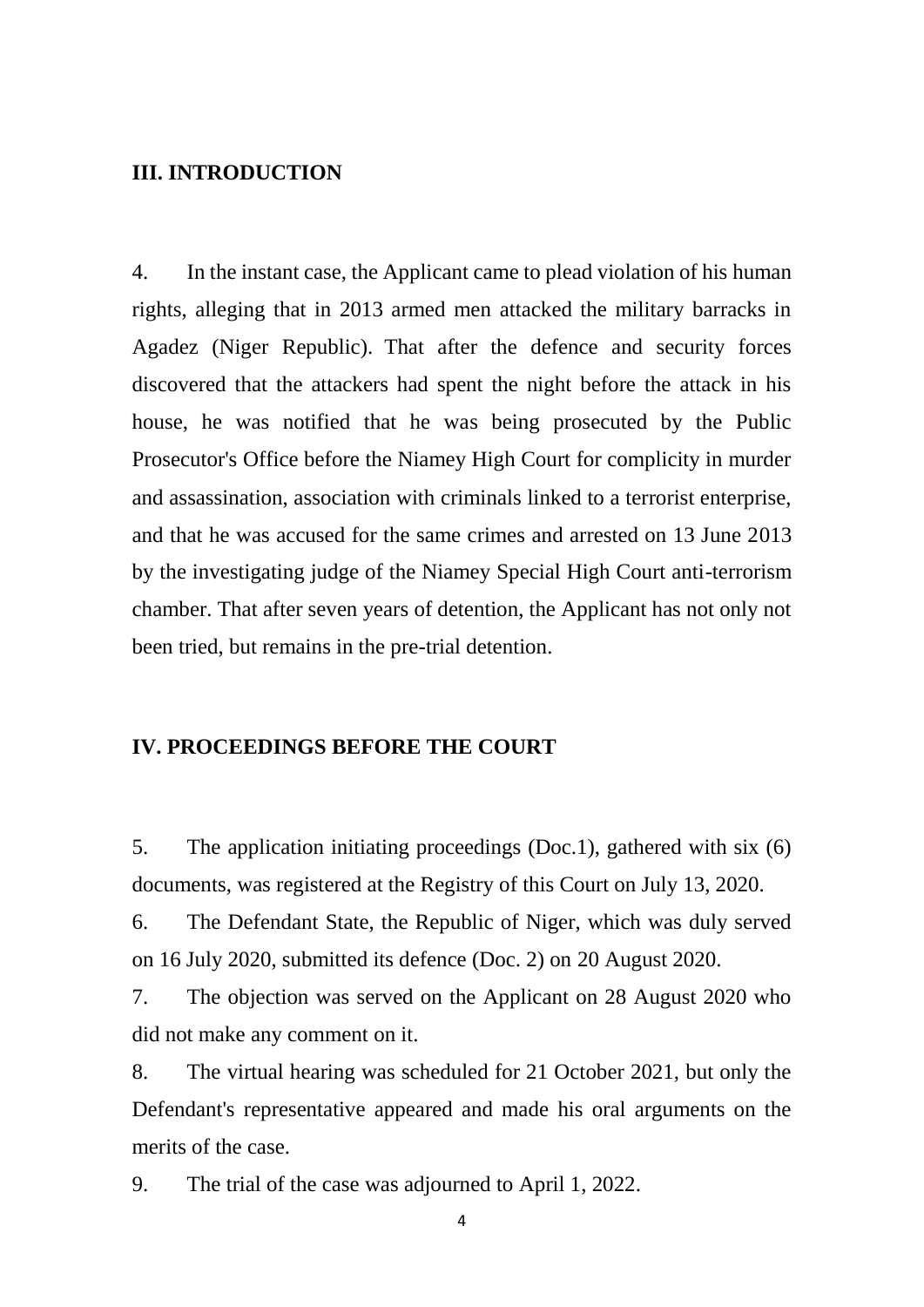## III. INTRODUCTION

4. In the instant case, the Applicant came to plead violation of his human rights, alleging that in 2013 armed men attacked the military barracks in Agadez (Niger Republic). That after the defence and security forces discovered that the attackers had spent the night before the attack in his house, he was notified that he was being prosecuted by the Public Prosecutor's Office before the Niamey High Court for complicity in murder and assassination, association with criminals linked to a terrorist enterprise, and that he was accused for the same crimes and arrested on 13 June 2013 by the investigating judge of the Niamey Special High Court anti-terrorism chamber. That after seven years of detention, the Applicant has not only not been tried, but remains in the pre-trial detention.

## IV. PROCEEDINGS BEFORE THE COURT

5. The application initiating proceedings (Doc.1), gathered with six (6) documents, was registered at the Registry of this Court on July 13, 2020.

6. The Defendant State, the Republic of Niger, which was duly served on 16 July 2020, submitted its defence (Doc. 2) on 20 August 2020.

7. The objection was served on the Applicant on 28 August 2020 who did not make any comment on it.

8. The virtual hearing was scheduled for 21 October 2021, but only the Defendant's representative appeared and made his oral arguments on the merits of the case.

9. The trial of the case was adjourned to April 1, 2022.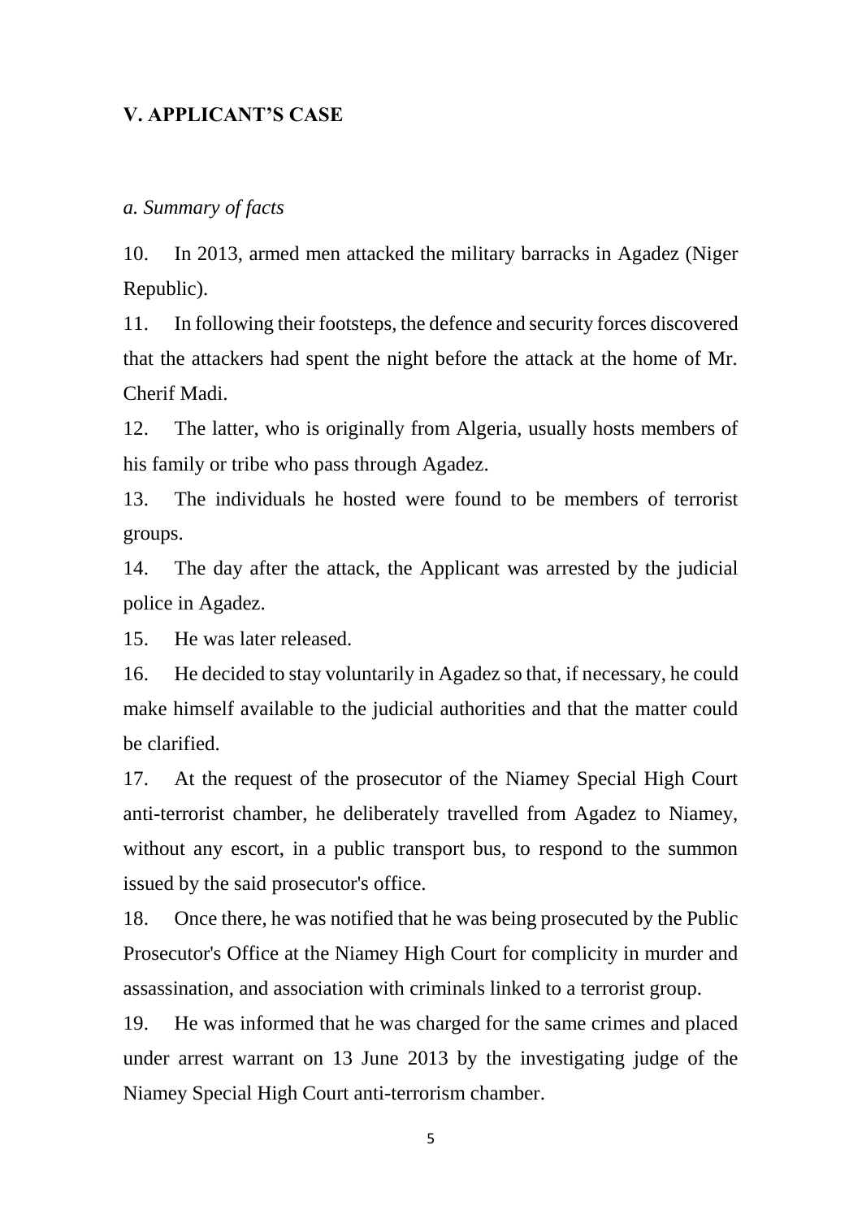## V. APPLICANT'S CASE

*a. Summary of facts*

10. In 2013, armed men attacked the military barracks in Agadez (Niger Republic).

11. In following their footsteps, the defence and security forces discovered that the attackers had spent the night before the attack at the home of Mr. Cherif Madi.

12. The latter, who is originally from Algeria, usually hosts members of his family or tribe who pass through Agadez.

13. The individuals he hosted were found to be members of terrorist groups.

14. The day after the attack, the Applicant was arrested by the judicial police in Agadez.

15. He was later released.

16. He decided to stay voluntarily in Agadez so that, if necessary, he could make himself available to the judicial authorities and that the matter could be clarified.

17. At the request of the prosecutor of the Niamey Special High Court anti-terrorist chamber, he deliberately travelled from Agadez to Niamey, without any escort, in a public transport bus, to respond to the summon issued by the said prosecutor's office.

18. Once there, he was notified that he was being prosecuted by the Public Prosecutor's Office at the Niamey High Court for complicity in murder and assassination, and association with criminals linked to a terrorist group.

19. He was informed that he was charged for the same crimes and placed under arrest warrant on 13 June 2013 by the investigating judge of the Niamey Special High Court anti-terrorism chamber.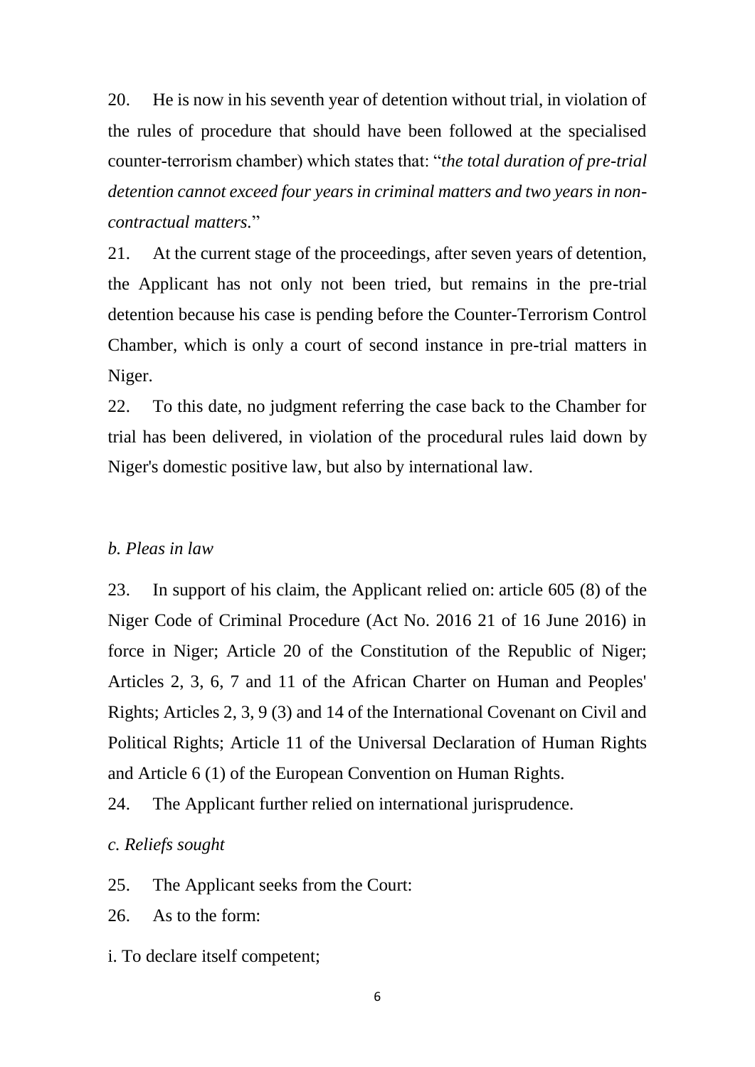20. He is now in his seventh year of detention without trial, in violation of the rules of procedure that should have been followed at the specialised counter-terrorism chamber) which states that: "*the total duration of pre-trial detention cannot exceed four years in criminal matters and two years in non-contractual matters.*"

21. At the current stage of the proceedings, after seven years of detention, the Applicant has not only not been tried, but remains in the pre-trial detention because his case is pending before the Counter-Terrorism Control Chamber, which is only a court of second instance in pre-trial matters in Niger.

22. To this date, no judgment referring the case back to the Chamber for trial has been delivered, in violation of the procedural rules laid down by Niger's domestic positive law, but also by international law.

*b. Pleas in law*

23. In support of his claim, the Applicant relied on: article 605 (8) of the Niger Code of Criminal Procedure (Act No. 2016 21 of 16 June 2016) in force in Niger; Article 20 of the Constitution of the Republic of Niger; Articles 2, 3, 6, 7 and 11 of the African Charter on Human and Peoples' Rights; Articles 2, 3, 9 (3) and 14 of the International Covenant on Civil and Political Rights; Article 11 of the Universal Declaration of Human Rights and Article 6 (1) of the European Convention on Human Rights.

24. The Applicant further relied on international jurisprudence.

*c. Reliefs sought*

25. The Applicant seeks from the Court:

26. As to the form:

i. To declare itself competent;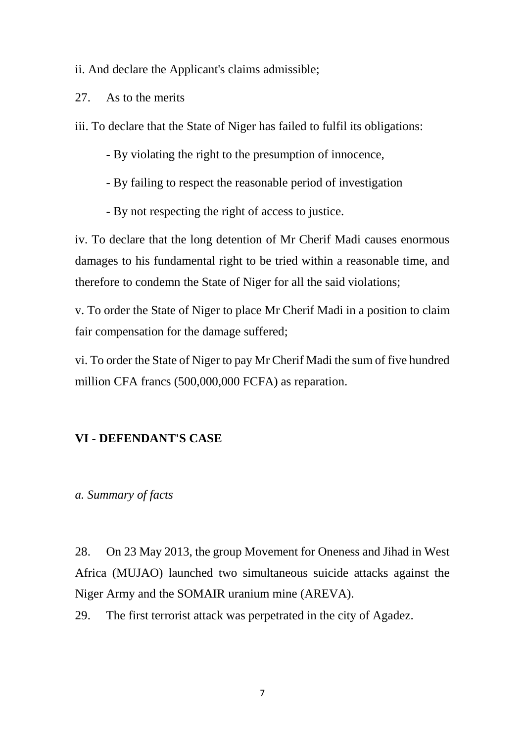ii. And declare the Applicant's claims admissible;

27. As to the merits

iii. To declare that the State of Niger has failed to fulfil its obligations:

- By violating the right to the presumption of innocence,
- By failing to respect the reasonable period of investigation
- By not respecting the right of access to justice.

iv. To declare that the long detention of Mr Cherif Madi causes enormous damages to his fundamental right to be tried within a reasonable time, and therefore to condemn the State of Niger for all the said violations;

v. To order the State of Niger to place Mr Cherif Madi in a position to claim fair compensation for the damage suffered;

vi. To order the State of Niger to pay Mr Cherif Madi the sum of five hundred million CFA francs (500,000,000 FCFA) as reparation.

## VI - DEFENDANT'S CASE

### *a. Summary of facts*

28. On 23 May 2013, the group Movement for Oneness and Jihad in West Africa (MUJAO) launched two simultaneous suicide attacks against the Niger Army and the SOMAIR uranium mine (AREVA).

29. The first terrorist attack was perpetrated in the city of Agadez.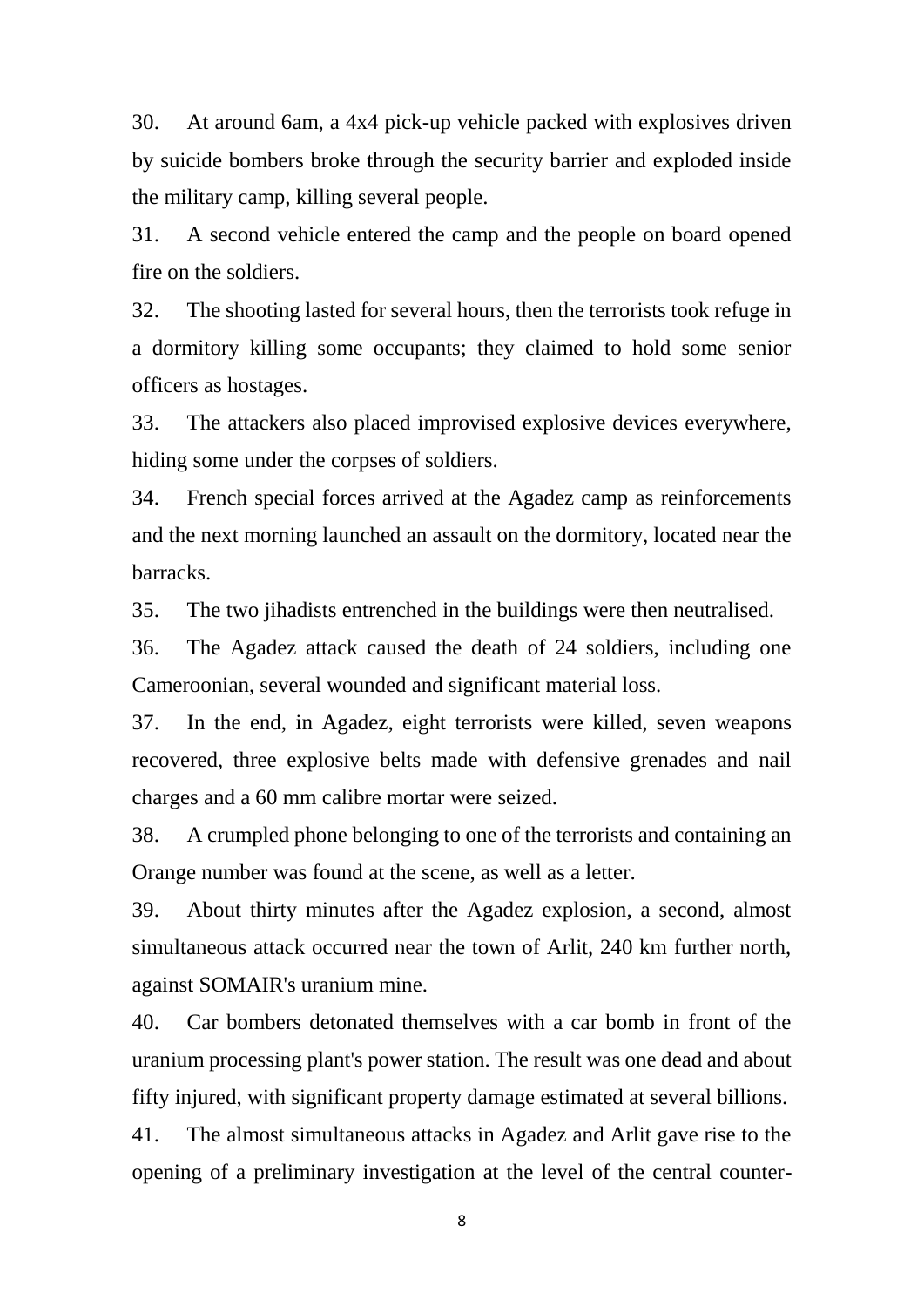30. At around 6am, a 4x4 pick-up vehicle packed with explosives driven by suicide bombers broke through the security barrier and exploded inside the military camp, killing several people.

31. A second vehicle entered the camp and the people on board opened fire on the soldiers.

32. The shooting lasted for several hours, then the terrorists took refuge in a dormitory killing some occupants; they claimed to hold some senior officers as hostages.

33. The attackers also placed improvised explosive devices everywhere, hiding some under the corpses of soldiers.

34. French special forces arrived at the Agadez camp as reinforcements and the next morning launched an assault on the dormitory, located near the barracks.

35. The two jihadists entrenched in the buildings were then neutralised.

36. The Agadez attack caused the death of 24 soldiers, including one Cameroonian, several wounded and significant material loss.

37. In the end, in Agadez, eight terrorists were killed, seven weapons recovered, three explosive belts made with defensive grenades and nail charges and a 60 mm calibre mortar were seized.

38. A crumpled phone belonging to one of the terrorists and containing an Orange number was found at the scene, as well as a letter.

39. About thirty minutes after the Agadez explosion, a second, almost simultaneous attack occurred near the town of Arlit, 240 km further north, against SOMAIR's uranium mine.

40. Car bombers detonated themselves with a car bomb in front of the uranium processing plant's power station. The result was one dead and about fifty injured, with significant property damage estimated at several billions.

41. The almost simultaneous attacks in Agadez and Arlit gave rise to the opening of a preliminary investigation at the level of the central counter-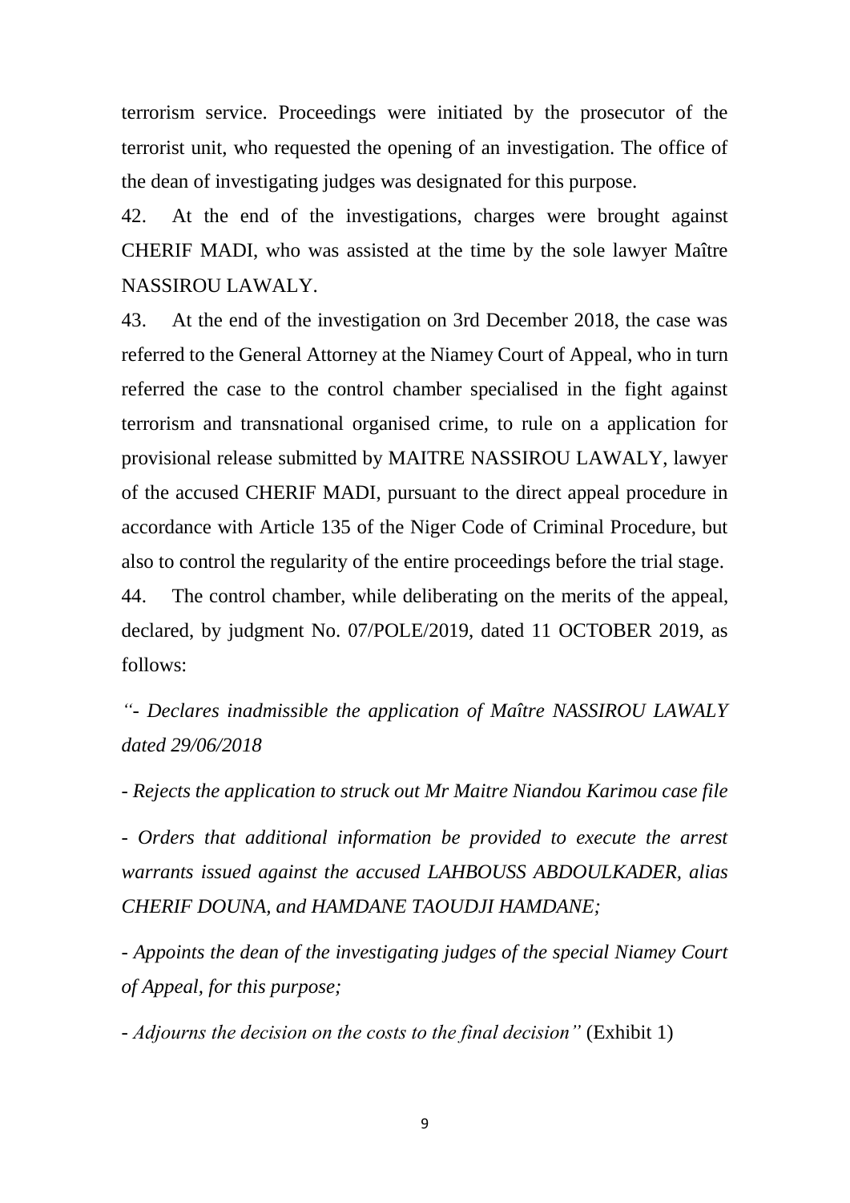terrorism service. Proceedings were initiated by the prosecutor of the terrorist unit, who requested the opening of an investigation. The office of the dean of investigating judges was designated for this purpose.

42. At the end of the investigations, charges were brought against CHERIF MADI, who was assisted at the time by the sole lawyer Maître NASSIROU LAWALY.

43. At the end of the investigation on 3rd December 2018, the case was referred to the General Attorney at the Niamey Court of Appeal, who in turn referred the case to the control chamber specialised in the fight against terrorism and transnational organised crime, to rule on a application for provisional release submitted by MAITRE NASSIROU LAWALY, lawyer of the accused CHERIF MADI, pursuant to the direct appeal procedure in accordance with Article 135 of the Niger Code of Criminal Procedure, but also to control the regularity of the entire proceedings before the trial stage.

44. The control chamber, while deliberating on the merits of the appeal, declared, by judgment No. 07/POLE/2019, dated 11 OCTOBER 2019, as follows:

*"- Declares inadmissible the application of Maître NASSIROU LAWALY dated 29/06/2018*

*- Rejects the application to struck out Mr Maitre Niandou Karimou case file*

*- Orders that additional information be provided to execute the arrest warrants issued against the accused LAHBOUSS ABDOULKADER, alias CHERIF DOUNA, and HAMDANE TAOUDJI HAMDANE;*

*- Appoints the dean of the investigating judges of the special Niamey Court of Appeal, for this purpose;*

*- Adjourns the decision on the costs to the final decision"* (Exhibit 1)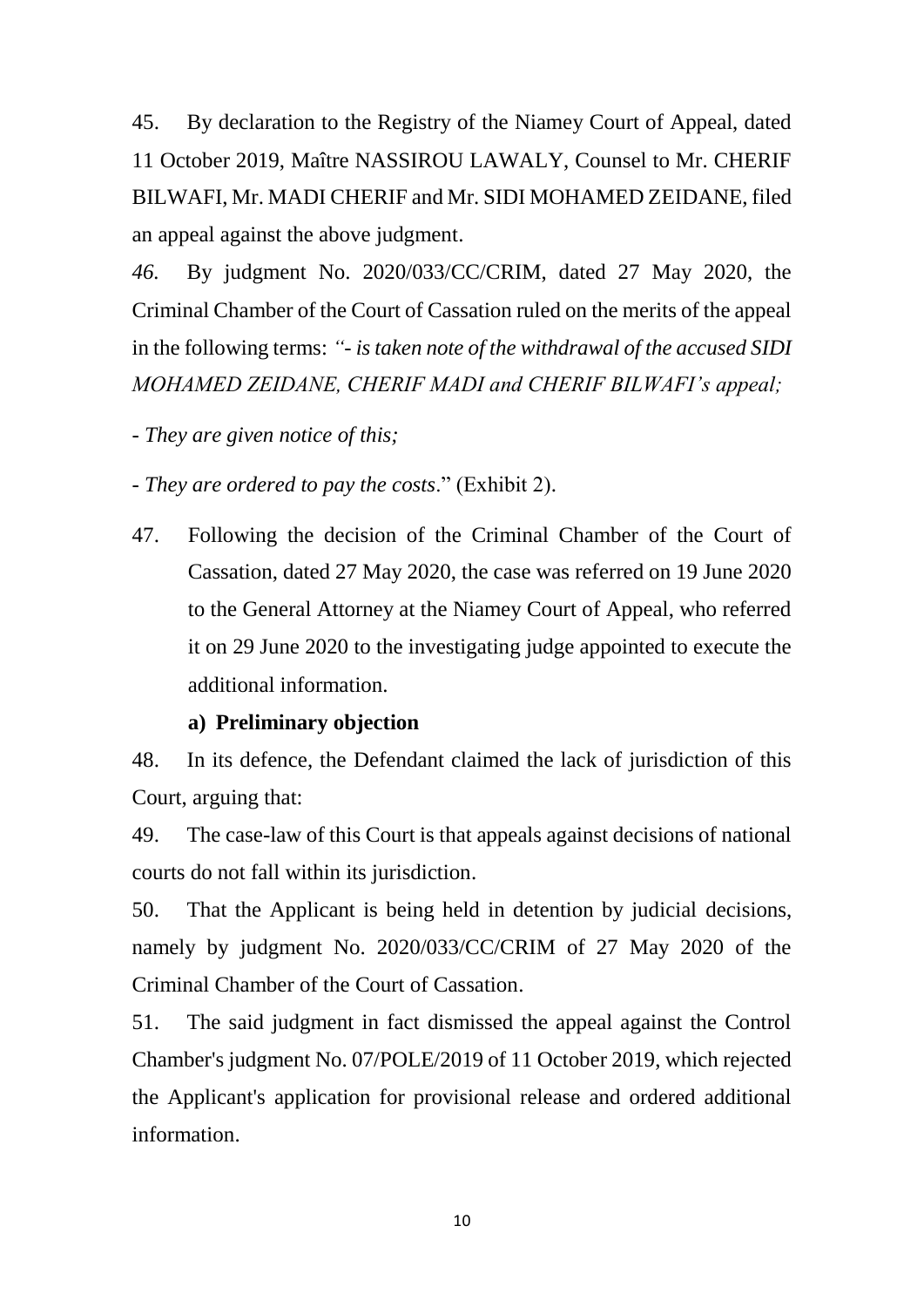45. By declaration to the Registry of the Niamey Court of Appeal, dated 11 October 2019, Maître NASSIROU LAWALY, Counsel to Mr. CHERIF BILWAFI, Mr. MADI CHERIF and Mr. SIDI MOHAMED ZEIDANE, filed an appeal against the above judgment.

*46.* By judgment No. 2020/033/CC/CRIM, dated 27 May 2020, the Criminal Chamber of the Court of Cassation ruled on the merits of the appeal in the following terms: *"- is taken note of the withdrawal of the accused SIDI MOHAMED ZEIDANE, CHERIF MADI and CHERIF BILWAFI's appeal;*

*- They are given notice of this;*

*- They are ordered to pay the costs*." (Exhibit 2).

47. Following the decision of the Criminal Chamber of the Court of Cassation, dated 27 May 2020, the case was referred on 19 June 2020 to the General Attorney at the Niamey Court of Appeal, who referred it on 29 June 2020 to the investigating judge appointed to execute the additional information.

**a) Preliminary objection**

48. In its defence, the Defendant claimed the lack of jurisdiction of this Court, arguing that:

49. The case-law of this Court is that appeals against decisions of national courts do not fall within its jurisdiction.

50. That the Applicant is being held in detention by judicial decisions, namely by judgment No. 2020/033/CC/CRIM of 27 May 2020 of the Criminal Chamber of the Court of Cassation.

51. The said judgment in fact dismissed the appeal against the Control Chamber's judgment No. 07/POLE/2019 of 11 October 2019, which rejected the Applicant's application for provisional release and ordered additional information.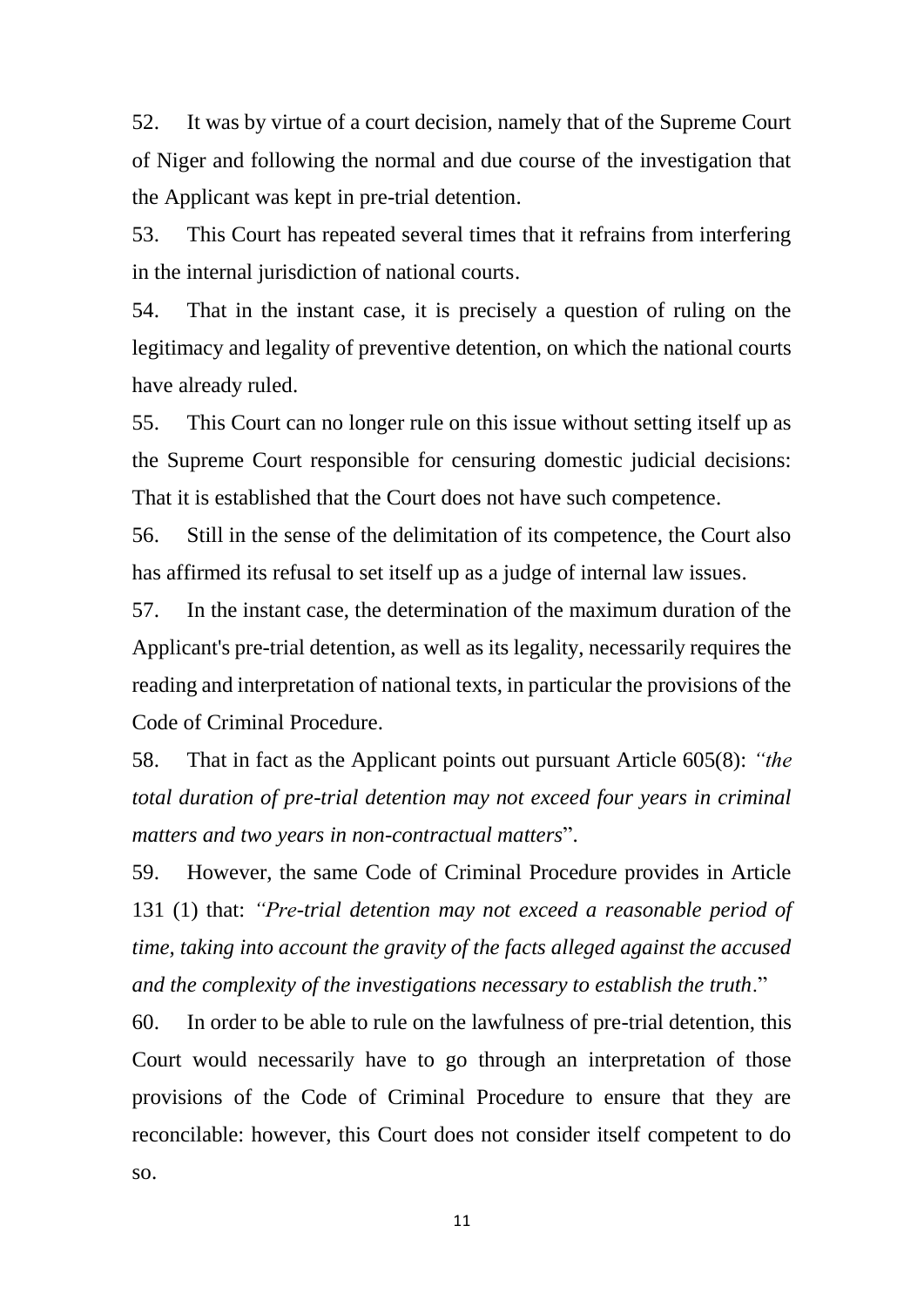52. It was by virtue of a court decision, namely that of the Supreme Court of Niger and following the normal and due course of the investigation that the Applicant was kept in pre-trial detention.

53. This Court has repeated several times that it refrains from interfering in the internal jurisdiction of national courts.

54. That in the instant case, it is precisely a question of ruling on the legitimacy and legality of preventive detention, on which the national courts have already ruled.

55. This Court can no longer rule on this issue without setting itself up as the Supreme Court responsible for censuring domestic judicial decisions: That it is established that the Court does not have such competence.

56. Still in the sense of the delimitation of its competence, the Court also has affirmed its refusal to set itself up as a judge of internal law issues.

57. In the instant case, the determination of the maximum duration of the Applicant's pre-trial detention, as well as its legality, necessarily requires the reading and interpretation of national texts, in particular the provisions of the Code of Criminal Procedure.

58. That in fact as the Applicant points out pursuant Article 605(8): *"the total duration of pre-trial detention may not exceed four years in criminal matters and two years in non-contractual matters*".

59. However, the same Code of Criminal Procedure provides in Article 131 (1) that: *"Pre-trial detention may not exceed a reasonable period of time, taking into account the gravity of the facts alleged against the accused and the complexity of the investigations necessary to establish the truth*."

60. In order to be able to rule on the lawfulness of pre-trial detention, this Court would necessarily have to go through an interpretation of those provisions of the Code of Criminal Procedure to ensure that they are reconcilable: however, this Court does not consider itself competent to do so.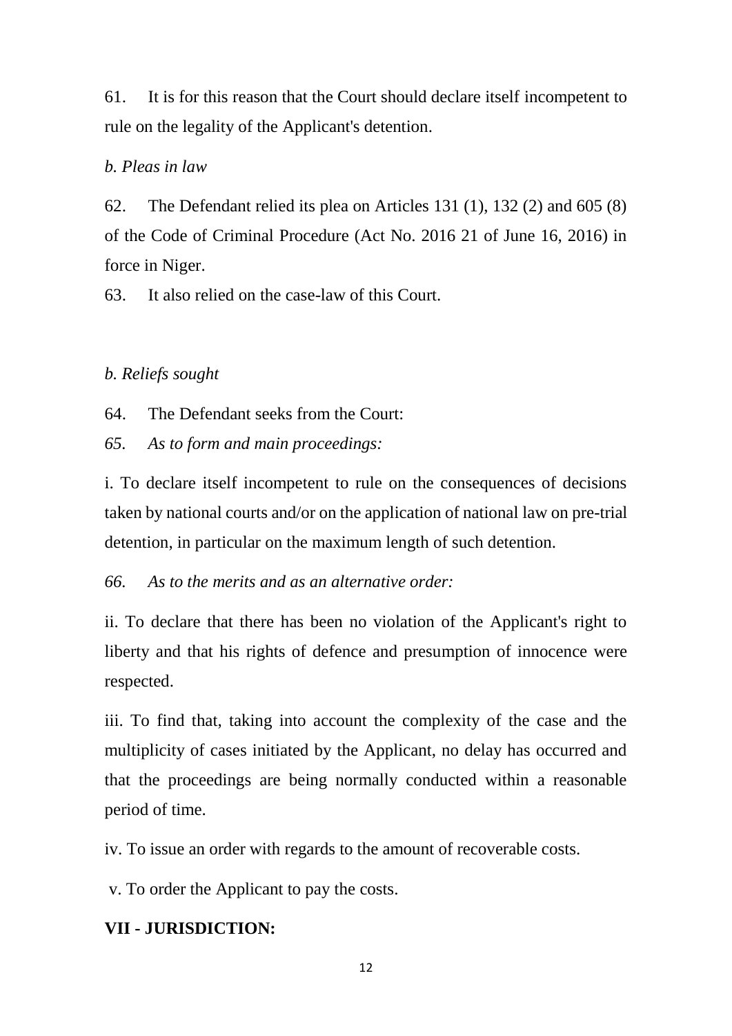61. It is for this reason that the Court should declare itself incompetent to rule on the legality of the Applicant's detention.

*b. Pleas in law*

62. The Defendant relied its plea on Articles 131 (1), 132 (2) and 605 (8) of the Code of Criminal Procedure (Act No. 2016 21 of June 16, 2016) in force in Niger.

63. It also relied on the case-law of this Court.

*b. Reliefs sought*

64. The Defendant seeks from the Court:

*65. As to form and main proceedings:*

i. To declare itself incompetent to rule on the consequences of decisions taken by national courts and/or on the application of national law on pre-trial detention, in particular on the maximum length of such detention.

*66. As to the merits and as an alternative order:*

ii. To declare that there has been no violation of the Applicant's right to liberty and that his rights of defence and presumption of innocence were respected.

iii. To find that, taking into account the complexity of the case and the multiplicity of cases initiated by the Applicant, no delay has occurred and that the proceedings are being normally conducted within a reasonable period of time.

iv. To issue an order with regards to the amount of recoverable costs.

v. To order the Applicant to pay the costs.

## VII - JURISDICTION: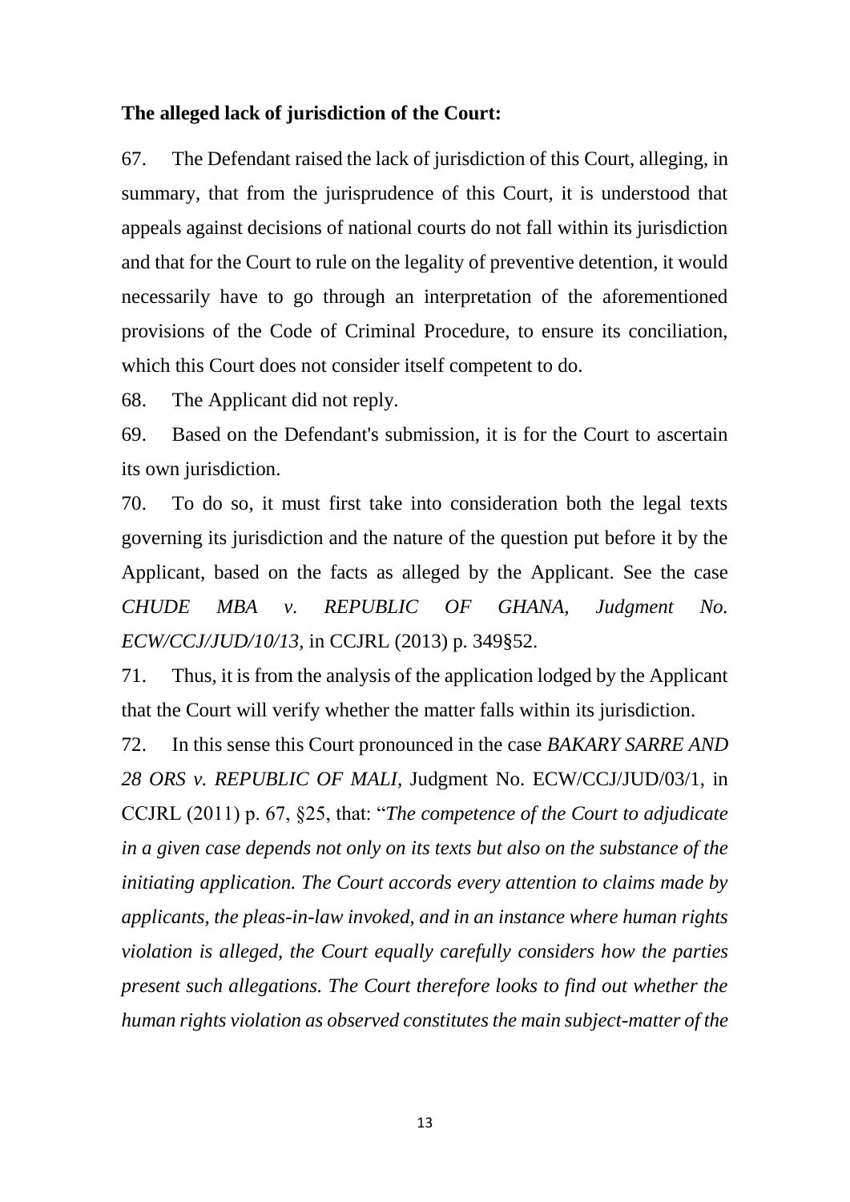**The alleged lack of jurisdiction of the Court:**

67. The Defendant raised the lack of jurisdiction of this Court, alleging, in summary, that from the jurisprudence of this Court, it is understood that appeals against decisions of national courts do not fall within its jurisdiction and that for the Court to rule on the legality of preventive detention, it would necessarily have to go through an interpretation of the aforementioned provisions of the Code of Criminal Procedure, to ensure its conciliation, which this Court does not consider itself competent to do.

68. The Applicant did not reply.

69. Based on the Defendant's submission, it is for the Court to ascertain its own jurisdiction.

70. To do so, it must first take into consideration both the legal texts governing its jurisdiction and the nature of the question put before it by the Applicant, based on the facts as alleged by the Applicant. See the case *CHUDE MBA v. REPUBLIC OF GHANA, Judgment No. ECW/CCJ/JUD/10/13,* in CCJRL (2013) p. 349§52.

71. Thus, it is from the analysis of the application lodged by the Applicant that the Court will verify whether the matter falls within its jurisdiction.

72. In this sense this Court pronounced in the case *BAKARY SARRE AND 28 ORS v. REPUBLIC OF MALI,* Judgment No. ECW/CCJ/JUD/03/1, in CCJRL (2011) p. 67, §25, that: "*The competence of the Court to adjudicate in a given case depends not only on its texts but also on the substance of the initiating application. The Court accords every attention to claims made by applicants, the pleas-in-law invoked, and in an instance where human rights violation is alleged, the Court equally carefully considers how the parties present such allegations. The Court therefore looks to find out whether the human rights violation as observed constitutes the main subject-matter of the*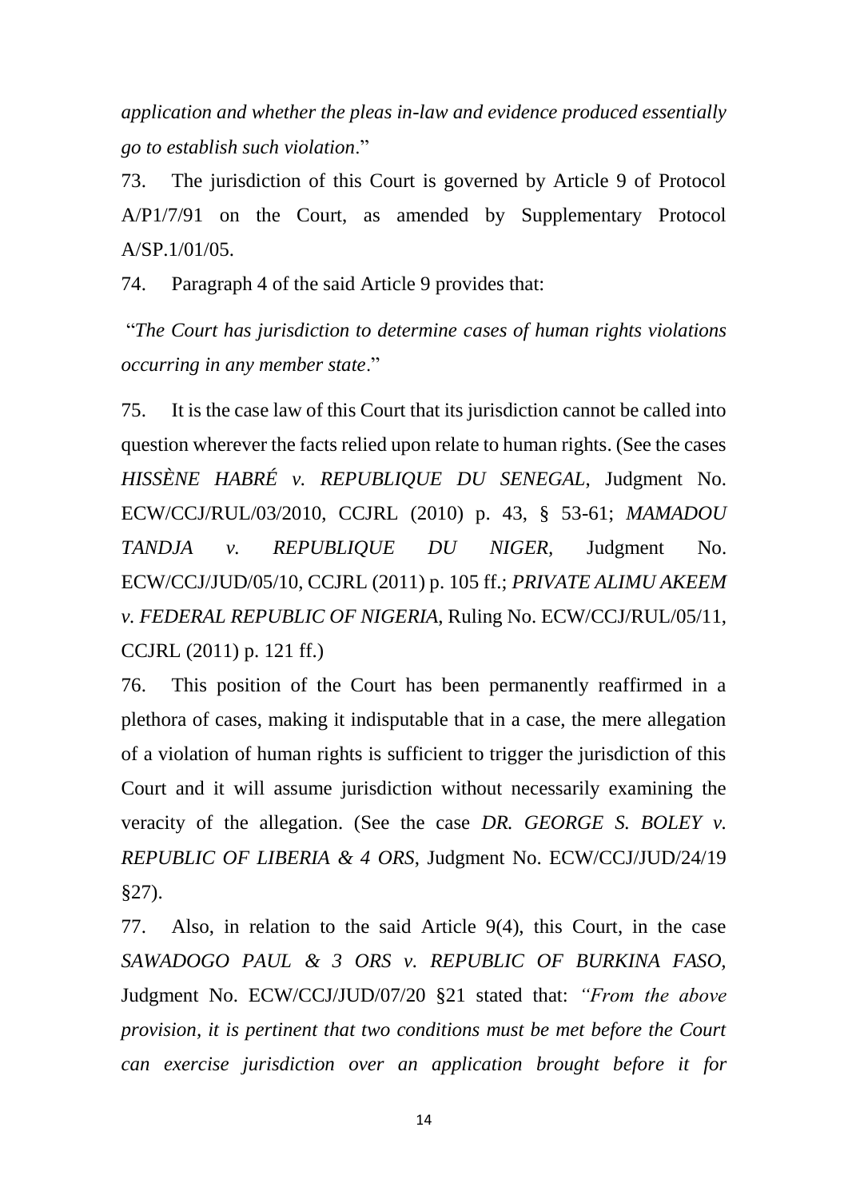*application and whether the pleas in-law and evidence produced essentially go to establish such violation*."

73. The jurisdiction of this Court is governed by Article 9 of Protocol A/P1/7/91 on the Court, as amended by Supplementary Protocol A/SP.1/01/05.

74. Paragraph 4 of the said Article 9 provides that:

"*The Court has jurisdiction to determine cases of human rights violations occurring in any member state*."

75. It is the case law of this Court that its jurisdiction cannot be called into question wherever the facts relied upon relate to human rights. (See the cases *HISSÈNE HABRÉ v. REPUBLIQUE DU SENEGAL*, Judgment No. ECW/CCJ/RUL/03/2010, CCJRL (2010) p. 43, § 53-61; *MAMADOU TANDJA v. REPUBLIQUE DU NIGER*, Judgment No. ECW/CCJ/JUD/05/10, CCJRL (2011) p. 105 ff.; *PRIVATE ALIMU AKEEM v. FEDERAL REPUBLIC OF NIGERIA*, Ruling No. ECW/CCJ/RUL/05/11, CCJRL (2011) p. 121 ff.)

76. This position of the Court has been permanently reaffirmed in a plethora of cases, making it indisputable that in a case, the mere allegation of a violation of human rights is sufficient to trigger the jurisdiction of this Court and it will assume jurisdiction without necessarily examining the veracity of the allegation. (See the case *DR. GEORGE S. BOLEY v. REPUBLIC OF LIBERIA & 4 ORS*, Judgment No. ECW/CCJ/JUD/24/19 §27).

77. Also, in relation to the said Article 9(4), this Court, in the case *SAWADOGO PAUL & 3 ORS v. REPUBLIC OF BURKINA FASO*, Judgment No. ECW/CCJ/JUD/07/20 §21 stated that: *"From the above provision, it is pertinent that two conditions must be met before the Court can exercise jurisdiction over an application brought before it for*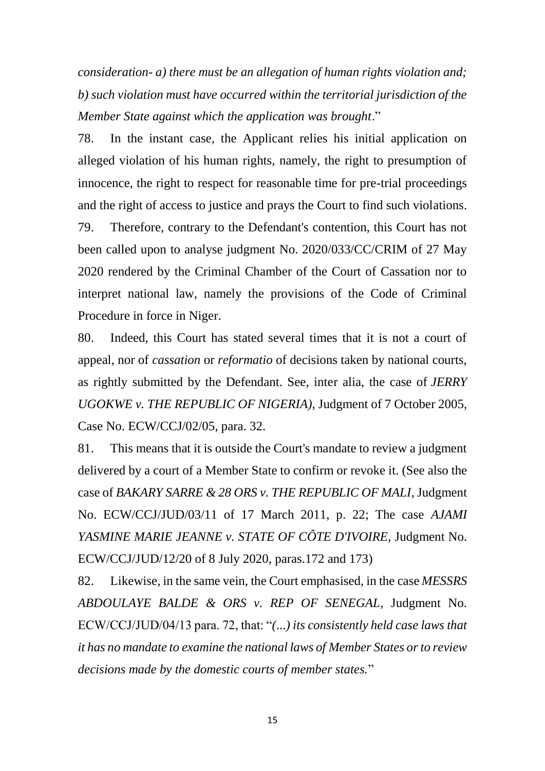*consideration- a) there must be an allegation of human rights violation and; b) such violation must have occurred within the territorial jurisdiction of the Member State against which the application was brought*."

78. In the instant case, the Applicant relies his initial application on alleged violation of his human rights, namely, the right to presumption of innocence, the right to respect for reasonable time for pre-trial proceedings and the right of access to justice and prays the Court to find such violations.

79. Therefore, contrary to the Defendant's contention, this Court has not been called upon to analyse judgment No. 2020/033/CC/CRIM of 27 May 2020 rendered by the Criminal Chamber of the Court of Cassation nor to interpret national law, namely the provisions of the Code of Criminal Procedure in force in Niger.

80. Indeed, this Court has stated several times that it is not a court of appeal, nor of *cassation* or *reformatio* of decisions taken by national courts, as rightly submitted by the Defendant. See, inter alia, the case of *JERRY UGOKWE v. THE REPUBLIC OF NIGERIA)*, Judgment of 7 October 2005, Case No. ECW/CCJ/02/05, para. 32.

81. This means that it is outside the Court's mandate to review a judgment delivered by a court of a Member State to confirm or revoke it. (See also the case of *BAKARY SARRE & 28 ORS v. THE REPUBLIC OF MALI*, Judgment No. ECW/CCJ/JUD/03/11 of 17 March 2011, p. 22; The case *AJAMI YASMINE MARIE JEANNE v. STATE OF CÔTE D'IVOIRE*, Judgment No. ECW/CCJ/JUD/12/20 of 8 July 2020, paras.172 and 173)

82. Likewise, in the same vein, the Court emphasised, in the case *MESSRS ABDOULAYE BALDE & ORS v. REP OF SENEGAL*, Judgment No. ECW/CCJ/JUD/04/13 para. 72, that: "*(...) its consistently held case laws that it has no mandate to examine the national laws of Member States or to review decisions made by the domestic courts of member states.*"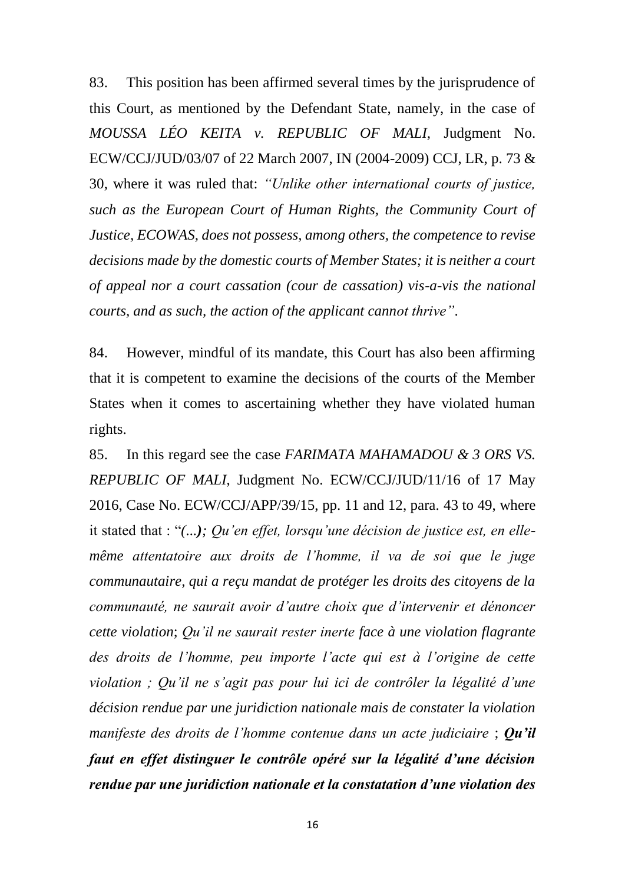83. This position has been affirmed several times by the jurisprudence of this Court, as mentioned by the Defendant State, namely, in the case of *MOUSSA LÉO KEITA v. REPUBLIC OF MALI*, Judgment No. ECW/CCJ/JUD/03/07 of 22 March 2007, IN (2004-2009) CCJ, LR, p. 73 & 30, where it was ruled that: *"Unlike other international courts of justice, such as the European Court of Human Rights, the Community Court of Justice, ECOWAS, does not possess, among others, the competence to revise decisions made by the domestic courts of Member States; it is neither a court of appeal nor a court cassation (cour de cassation) vis-a-vis the national courts, and as such, the action of the applicant cannot thrive"*.

84. However, mindful of its mandate, this Court has also been affirming that it is competent to examine the decisions of the courts of the Member States when it comes to ascertaining whether they have violated human rights.

85. In this regard see the case *FARIMATA MAHAMADOU & 3 ORS VS. REPUBLIC OF MALI*, Judgment No. ECW/CCJ/JUD/11/16 of 17 May 2016, Case No. ECW/CCJ/APP/39/15, pp. 11 and 12, para. 43 to 49, where it stated that : "*(...); Qu'en effet, lorsqu'une décision de justice est, en elle-même attentatoire aux droits de l'homme, il va de soi que le juge communautaire, qui a reçu mandat de protéger les droits des citoyens de la communauté, ne saurait avoir d'autre choix que d'intervenir et dénoncer cette violation*; *Qu'il ne saurait rester inerte face à une violation flagrante des droits de l'homme, peu importe l'acte qui est à l'origine de cette violation ; Qu'il ne s'agit pas pour lui ici de contrôler la légalité d'une décision rendue par une juridiction nationale mais de constater la violation manifeste des droits de l'homme contenue dans un acte judiciaire* ; ***Qu'il faut en effet distinguer le contrôle opéré sur la légalité d'une décision rendue par une juridiction nationale et la constatation d'une violation des***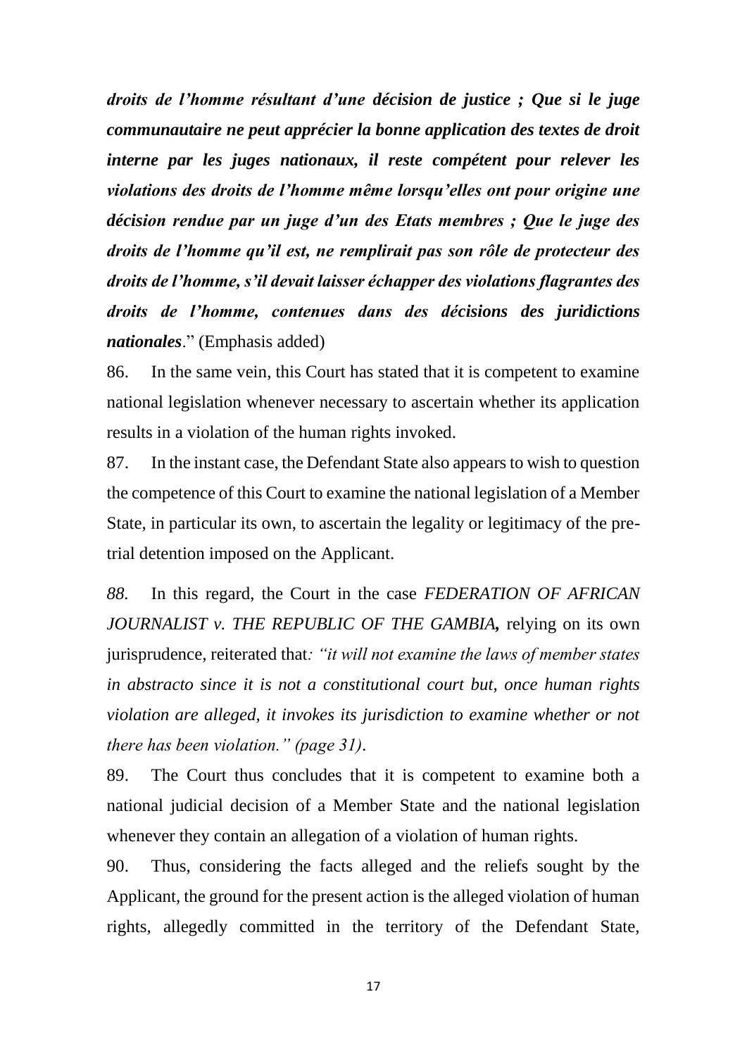***droits de l'homme résultant d'une décision de justice ; Que si le juge communautaire ne peut apprécier la bonne application des textes de droit interne par les juges nationaux, il reste compétent pour relever les violations des droits de l'homme même lorsqu'elles ont pour origine une décision rendue par un juge d'un des Etats membres ; Que le juge des droits de l'homme qu'il est, ne remplirait pas son rôle de protecteur des droits de l'homme, s'il devait laisser échapper des violations flagrantes des droits de l'homme, contenues dans des décisions des juridictions nationales***." (Emphasis added)

86. In the same vein, this Court has stated that it is competent to examine national legislation whenever necessary to ascertain whether its application results in a violation of the human rights invoked.

87. In the instant case, the Defendant State also appears to wish to question the competence of this Court to examine the national legislation of a Member State, in particular its own, to ascertain the legality or legitimacy of the pre-trial detention imposed on the Applicant.

*88.* In this regard, the Court in the case *FEDERATION OF AFRICAN JOURNALIST v. THE REPUBLIC OF THE GAMBIA***,** relying on its own jurisprudence, reiterated that*: "it will not examine the laws of member states in abstracto since it is not a constitutional court but, once human rights violation are alleged, it invokes its jurisdiction to examine whether or not there has been violation." (page 31)*.

89. The Court thus concludes that it is competent to examine both a national judicial decision of a Member State and the national legislation whenever they contain an allegation of a violation of human rights.

90. Thus, considering the facts alleged and the reliefs sought by the Applicant, the ground for the present action is the alleged violation of human rights, allegedly committed in the territory of the Defendant State,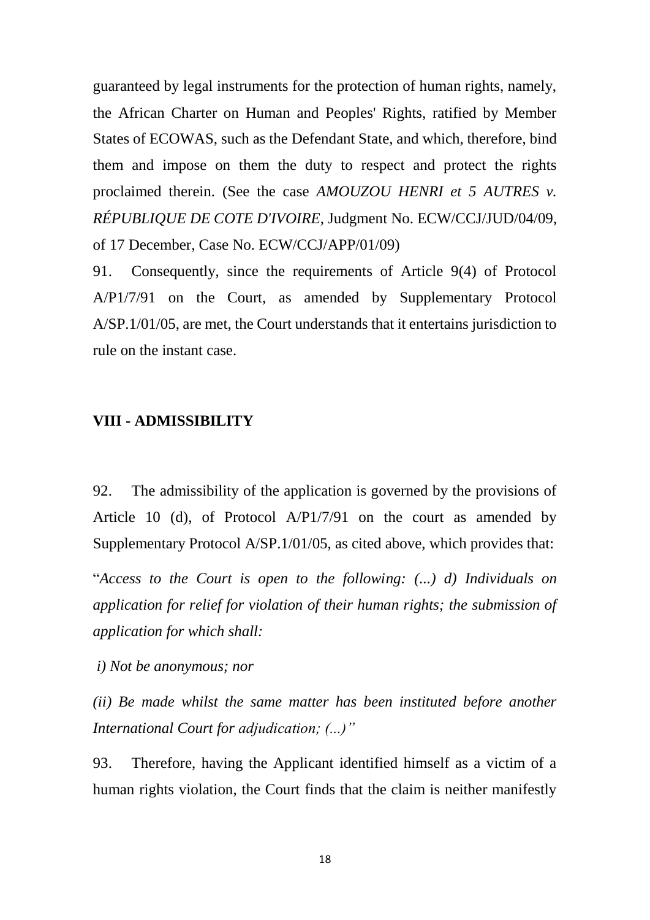guaranteed by legal instruments for the protection of human rights, namely, the African Charter on Human and Peoples' Rights, ratified by Member States of ECOWAS, such as the Defendant State, and which, therefore, bind them and impose on them the duty to respect and protect the rights proclaimed therein. (See the case *AMOUZOU HENRI et 5 AUTRES v. RÉPUBLIQUE DE COTE D'IVOIRE*, Judgment No. ECW/CCJ/JUD/04/09, of 17 December, Case No. ECW/CCJ/APP/01/09)

91. Consequently, since the requirements of Article 9(4) of Protocol A/P1/7/91 on the Court, as amended by Supplementary Protocol A/SP.1/01/05, are met, the Court understands that it entertains jurisdiction to rule on the instant case.

## VIII - ADMISSIBILITY

92. The admissibility of the application is governed by the provisions of Article 10 (d), of Protocol A/P1/7/91 on the court as amended by Supplementary Protocol A/SP.1/01/05, as cited above, which provides that:

"*Access to the Court is open to the following: (...) d) Individuals on application for relief for violation of their human rights; the submission of application for which shall:*

*i) Not be anonymous; nor*

*(ii) Be made whilst the same matter has been instituted before another International Court for adjudication; (...)"*

93. Therefore, having the Applicant identified himself as a victim of a human rights violation, the Court finds that the claim is neither manifestly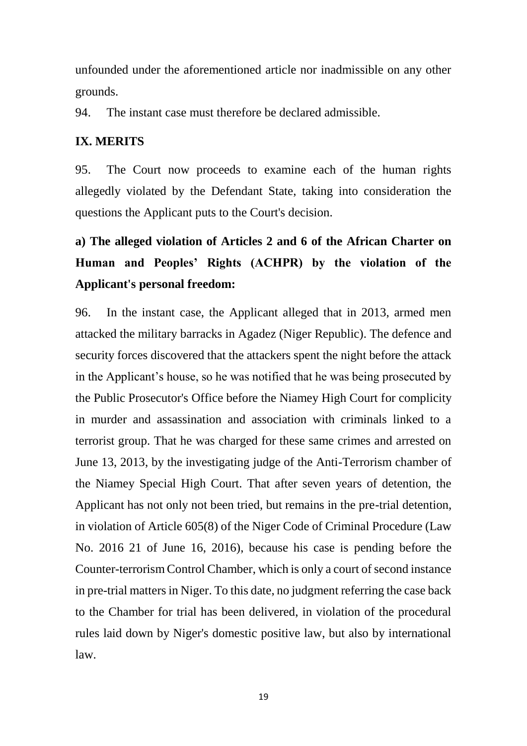unfounded under the aforementioned article nor inadmissible on any other grounds.

94. The instant case must therefore be declared admissible.

## IX. MERITS

95. The Court now proceeds to examine each of the human rights allegedly violated by the Defendant State, taking into consideration the questions the Applicant puts to the Court's decision.

### a) The alleged violation of Articles 2 and 6 of the African Charter on Human and Peoples' Rights (ACHPR) by the violation of the Applicant's personal freedom:

96. In the instant case, the Applicant alleged that in 2013, armed men attacked the military barracks in Agadez (Niger Republic). The defence and security forces discovered that the attackers spent the night before the attack in the Applicant's house, so he was notified that he was being prosecuted by the Public Prosecutor's Office before the Niamey High Court for complicity in murder and assassination and association with criminals linked to a terrorist group. That he was charged for these same crimes and arrested on June 13, 2013, by the investigating judge of the Anti-Terrorism chamber of the Niamey Special High Court. That after seven years of detention, the Applicant has not only not been tried, but remains in the pre-trial detention, in violation of Article 605(8) of the Niger Code of Criminal Procedure (Law No. 2016 21 of June 16, 2016), because his case is pending before the Counter-terrorism Control Chamber, which is only a court of second instance in pre-trial matters in Niger. To this date, no judgment referring the case back to the Chamber for trial has been delivered, in violation of the procedural rules laid down by Niger's domestic positive law, but also by international law.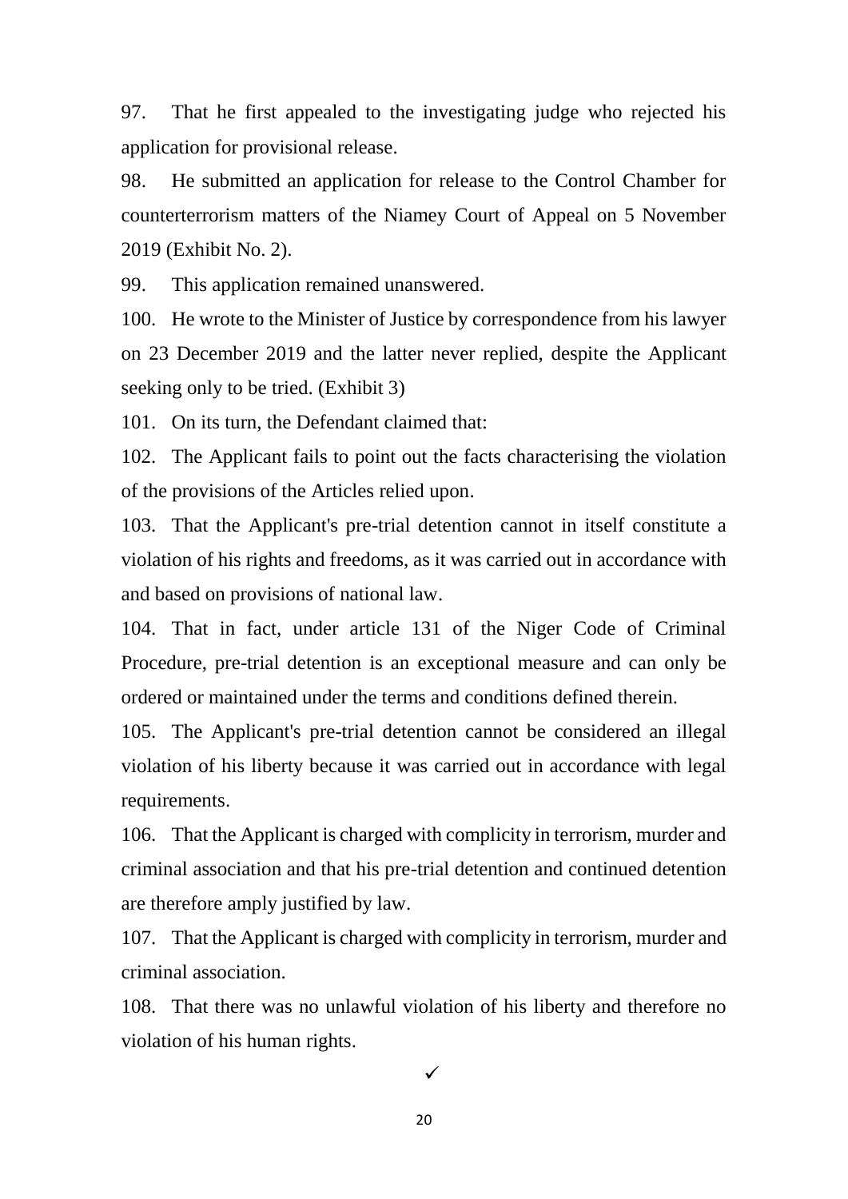97. That he first appealed to the investigating judge who rejected his application for provisional release.

98. He submitted an application for release to the Control Chamber for counterterrorism matters of the Niamey Court of Appeal on 5 November 2019 (Exhibit No. 2).

99. This application remained unanswered.

100. He wrote to the Minister of Justice by correspondence from his lawyer on 23 December 2019 and the latter never replied, despite the Applicant seeking only to be tried. (Exhibit 3)

101. On its turn, the Defendant claimed that:

102. The Applicant fails to point out the facts characterising the violation of the provisions of the Articles relied upon.

103. That the Applicant's pre-trial detention cannot in itself constitute a violation of his rights and freedoms, as it was carried out in accordance with and based on provisions of national law.

104. That in fact, under article 131 of the Niger Code of Criminal Procedure, pre-trial detention is an exceptional measure and can only be ordered or maintained under the terms and conditions defined therein.

105. The Applicant's pre-trial detention cannot be considered an illegal violation of his liberty because it was carried out in accordance with legal requirements.

106. That the Applicant is charged with complicity in terrorism, murder and criminal association and that his pre-trial detention and continued detention are therefore amply justified by law.

107. That the Applicant is charged with complicity in terrorism, murder and criminal association.

108. That there was no unlawful violation of his liberty and therefore no violation of his human rights.

✓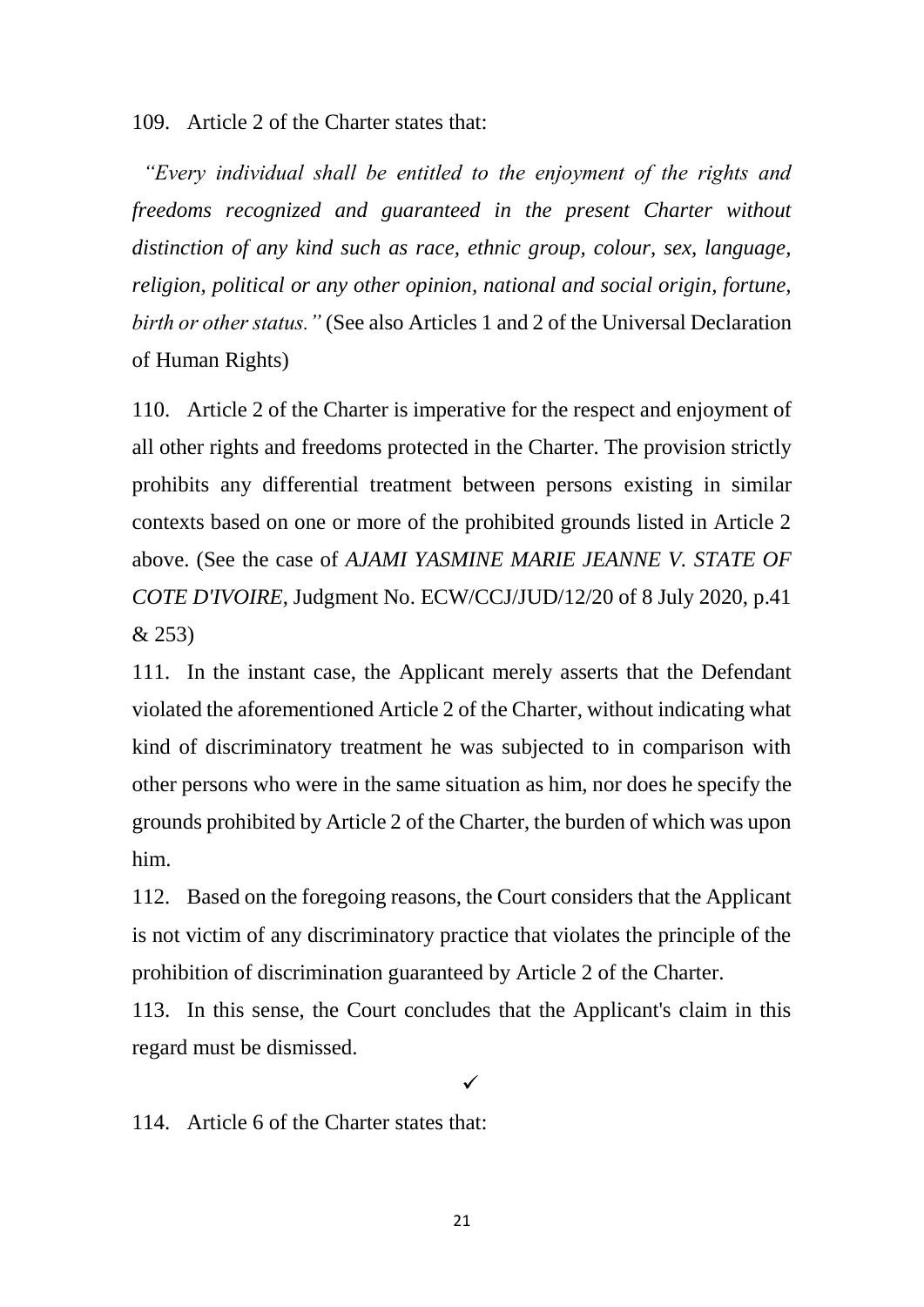109. Article 2 of the Charter states that:

*"Every individual shall be entitled to the enjoyment of the rights and freedoms recognized and guaranteed in the present Charter without distinction of any kind such as race, ethnic group, colour, sex, language, religion, political or any other opinion, national and social origin, fortune, birth or other status."* (See also Articles 1 and 2 of the Universal Declaration of Human Rights)

110. Article 2 of the Charter is imperative for the respect and enjoyment of all other rights and freedoms protected in the Charter. The provision strictly prohibits any differential treatment between persons existing in similar contexts based on one or more of the prohibited grounds listed in Article 2 above. (See the case of *AJAMI YASMINE MARIE JEANNE V. STATE OF COTE D'IVOIRE*, Judgment No. ECW/CCJ/JUD/12/20 of 8 July 2020, p.41 & 253)

111. In the instant case, the Applicant merely asserts that the Defendant violated the aforementioned Article 2 of the Charter, without indicating what kind of discriminatory treatment he was subjected to in comparison with other persons who were in the same situation as him, nor does he specify the grounds prohibited by Article 2 of the Charter, the burden of which was upon him.

112. Based on the foregoing reasons, the Court considers that the Applicant is not victim of any discriminatory practice that violates the principle of the prohibition of discrimination guaranteed by Article 2 of the Charter.

113. In this sense, the Court concludes that the Applicant's claim in this regard must be dismissed.

✓

114. Article 6 of the Charter states that: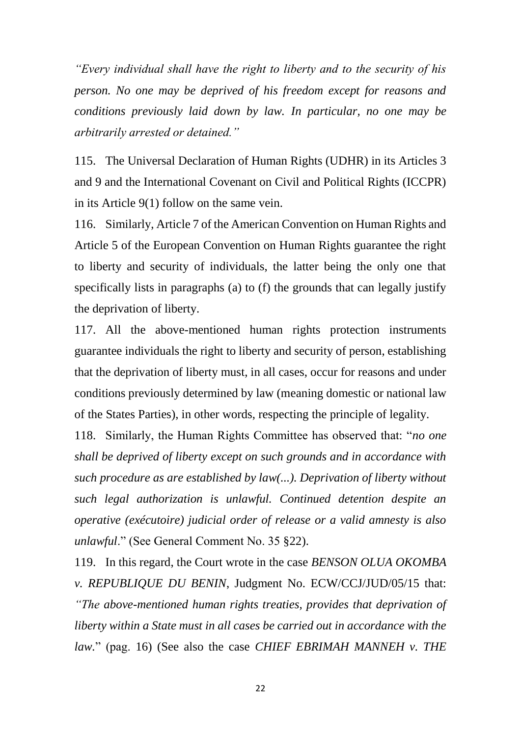*"Every individual shall have the right to liberty and to the security of his person. No one may be deprived of his freedom except for reasons and conditions previously laid down by law. In particular, no one may be arbitrarily arrested or detained."*

115. The Universal Declaration of Human Rights (UDHR) in its Articles 3 and 9 and the International Covenant on Civil and Political Rights (ICCPR) in its Article 9(1) follow on the same vein.

116. Similarly, Article 7 of the American Convention on Human Rights and Article 5 of the European Convention on Human Rights guarantee the right to liberty and security of individuals, the latter being the only one that specifically lists in paragraphs (a) to (f) the grounds that can legally justify the deprivation of liberty.

117. All the above-mentioned human rights protection instruments guarantee individuals the right to liberty and security of person, establishing that the deprivation of liberty must, in all cases, occur for reasons and under conditions previously determined by law (meaning domestic or national law of the States Parties), in other words, respecting the principle of legality.

118. Similarly, the Human Rights Committee has observed that: "*no one shall be deprived of liberty except on such grounds and in accordance with such procedure as are established by law(...). Deprivation of liberty without such legal authorization is unlawful. Continued detention despite an operative (exécutoire) judicial order of release or a valid amnesty is also unlawful*." (See General Comment No. 35 §22).

119. In this regard, the Court wrote in the case *BENSON OLUA OKOMBA v. REPUBLIQUE DU BENIN*, Judgment No. ECW/CCJ/JUD/05/15 that: *"The above-mentioned human rights treaties, provides that deprivation of liberty within a State must in all cases be carried out in accordance with the law*." (pag. 16) (See also the case *CHIEF EBRIMAH MANNEH v. THE*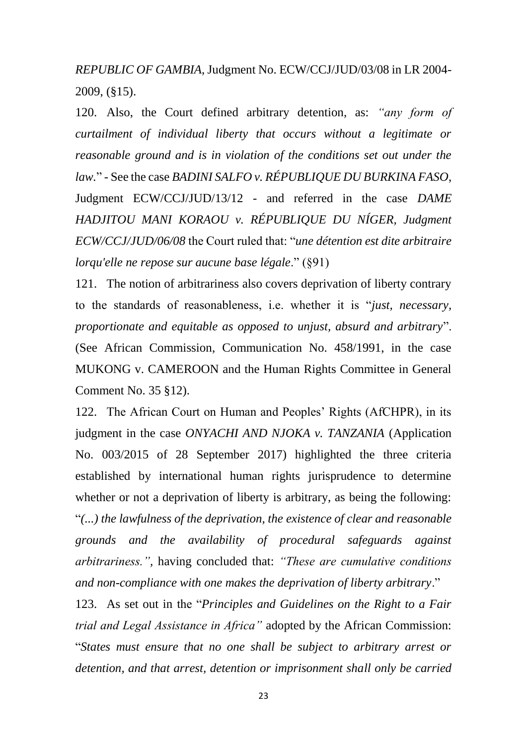*REPUBLIC OF GAMBIA*, Judgment No. ECW/CCJ/JUD/03/08 in LR 2004-2009, (§15).

120. Also, the Court defined arbitrary detention, as: *"any form of curtailment of individual liberty that occurs without a legitimate or reasonable ground and is in violation of the conditions set out under the law.*" - See the case *BADINI SALFO v. RÉPUBLIQUE DU BURKINA FASO*, Judgment ECW/CCJ/JUD/13/12 - and referred in the case *DAME HADJITOU MANI KORAOU v. RÉPUBLIQUE DU NÍGER, Judgment ECW/CCJ/JUD/06/08* the Court ruled that: "*une détention est dite arbitraire lorqu'elle ne repose sur aucune base légale*." (§91)

121. The notion of arbitrariness also covers deprivation of liberty contrary to the standards of reasonableness, i.e. whether it is "*just, necessary, proportionate and equitable as opposed to unjust, absurd and arbitrary*". (See African Commission, Communication No. 458/1991, in the case MUKONG v. CAMEROON and the Human Rights Committee in General Comment No. 35 §12).

122. The African Court on Human and Peoples' Rights (AfCHPR), in its judgment in the case *ONYACHI AND NJOKA v. TANZANIA* (Application No. 003/2015 of 28 September 2017) highlighted the three criteria established by international human rights jurisprudence to determine whether or not a deprivation of liberty is arbitrary, as being the following: "*(...) the lawfulness of the deprivation, the existence of clear and reasonable grounds and the availability of procedural safeguards against arbitrariness."*, having concluded that: *"These are cumulative conditions and non-compliance with one makes the deprivation of liberty arbitrary*."

123. As set out in the "*Principles and Guidelines on the Right to a Fair trial and Legal Assistance in Africa"* adopted by the African Commission: "*States must ensure that no one shall be subject to arbitrary arrest or detention, and that arrest, detention or imprisonment shall only be carried*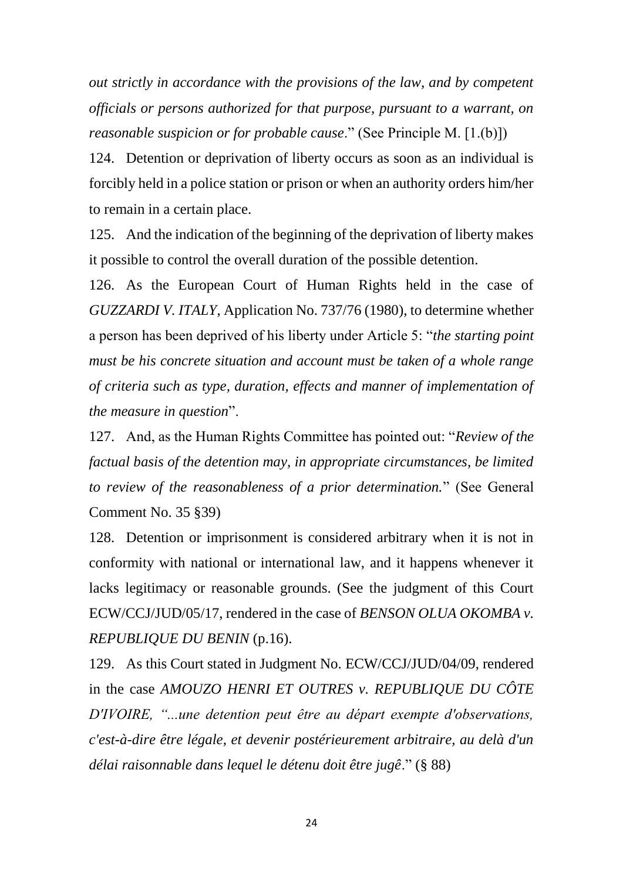*out strictly in accordance with the provisions of the law, and by competent officials or persons authorized for that purpose, pursuant to a warrant, on reasonable suspicion or for probable cause*." (See Principle M. [1.(b)])

124. Detention or deprivation of liberty occurs as soon as an individual is forcibly held in a police station or prison or when an authority orders him/her to remain in a certain place.

125. And the indication of the beginning of the deprivation of liberty makes it possible to control the overall duration of the possible detention.

126. As the European Court of Human Rights held in the case of *GUZZARDI V. ITALY*, Application No. 737/76 (1980), to determine whether a person has been deprived of his liberty under Article 5: "*the starting point must be his concrete situation and account must be taken of a whole range of criteria such as type, duration, effects and manner of implementation of the measure in question*".

127. And, as the Human Rights Committee has pointed out: "*Review of the factual basis of the detention may, in appropriate circumstances, be limited to review of the reasonableness of a prior determination.*" (See General Comment No. 35 §39)

128. Detention or imprisonment is considered arbitrary when it is not in conformity with national or international law, and it happens whenever it lacks legitimacy or reasonable grounds. (See the judgment of this Court ECW/CCJ/JUD/05/17, rendered in the case of *BENSON OLUA OKOMBA v. REPUBLIQUE DU BENIN* (p.16).

129. As this Court stated in Judgment No. ECW/CCJ/JUD/04/09, rendered in the case *AMOUZO HENRI ET OUTRES v. REPUBLIQUE DU CÔTE D'IVOIRE, "...une detention peut être au départ exempte d'observations, c'est-à-dire être légale, et devenir postérieurement arbitraire, au delà d'un délai raisonnable dans lequel le détenu doit être jugê*." (§ 88)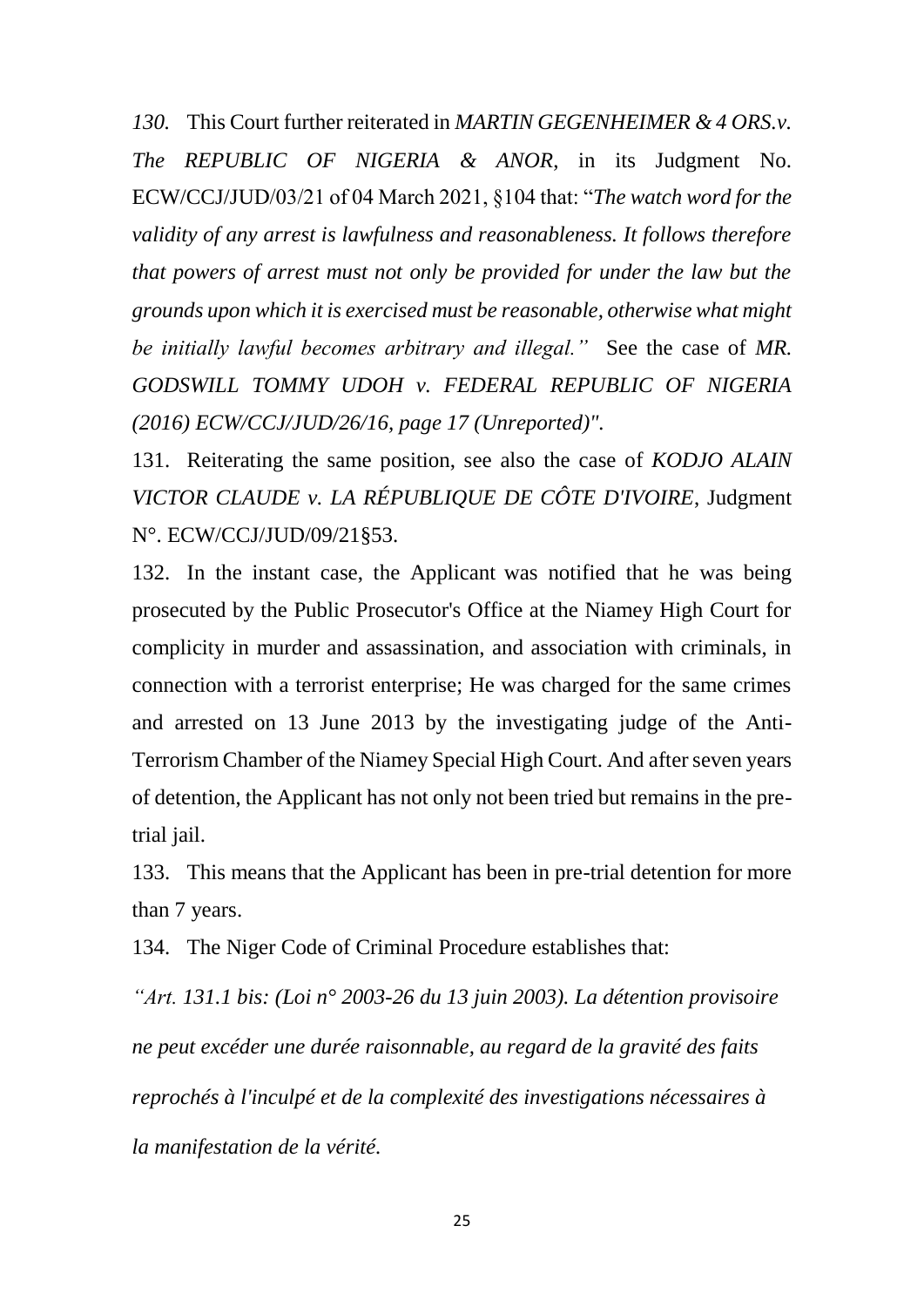*130.* This Court further reiterated in ***MARTIN GEGENHEIMER & 4 ORS.v. The REPUBLIC OF NIGERIA & ANOR***, in its Judgment No. ECW/CCJ/JUD/03/21 of 04 March 2021, §104 that: "*The watch word for the validity of any arrest is lawfulness and reasonableness. It follows therefore that powers of arrest must not only be provided for under the law but the grounds upon which it is exercised must be reasonable, otherwise what might be initially lawful becomes arbitrary and illegal."* See the case of ***MR. GODSWILL TOMMY UDOH v. FEDERAL REPUBLIC OF NIGERIA (2016) ECW/CCJ/JUD/26/16, page 17 (Unreported)".***

131. Reiterating the same position, see also the case of ***KODJO ALAIN VICTOR CLAUDE v. LA RÉPUBLIQUE DE CÔTE D'IVOIRE***, Judgment N°. ECW/CCJ/JUD/09/21§53.

132. In the instant case, the Applicant was notified that he was being prosecuted by the Public Prosecutor's Office at the Niamey High Court for complicity in murder and assassination, and association with criminals, in connection with a terrorist enterprise; He was charged for the same crimes and arrested on 13 June 2013 by the investigating judge of the Anti-Terrorism Chamber of the Niamey Special High Court. And after seven years of detention, the Applicant has not only not been tried but remains in the pre-trial jail.

133. This means that the Applicant has been in pre-trial detention for more than 7 years.

134. The Niger Code of Criminal Procedure establishes that:

*"Art. 131.1 bis: (Loi n° 2003-26 du 13 juin 2003). La détention provisoire ne peut excéder une durée raisonnable, au regard de la gravité des faits reprochés à l'inculpé et de la complexité des investigations nécessaires à la manifestation de la vérité.*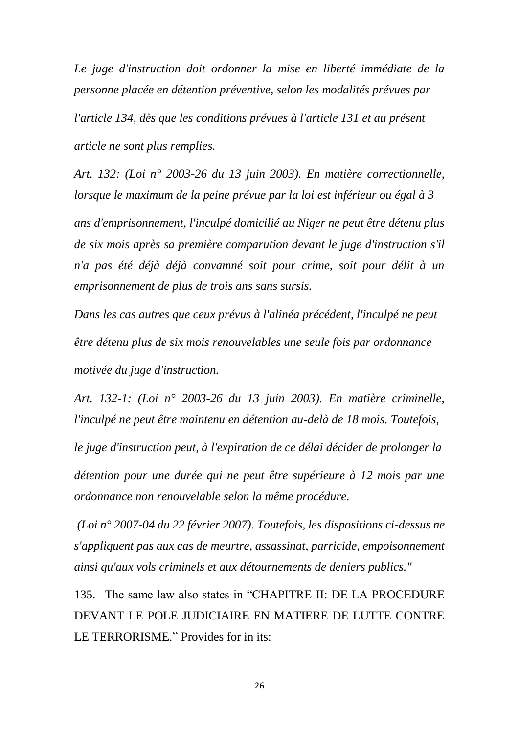*Le juge d'instruction doit ordonner la mise en liberté immédiate de la personne placée en détention préventive, selon les modalités prévues par l'article 134, dès que les conditions prévues à l'article 131 et au présent article ne sont plus remplies.*

*Art. 132: (Loi n° 2003-26 du 13 juin 2003). En matière correctionnelle, lorsque le maximum de la peine prévue par la loi est inférieur ou égal à 3 ans d'emprisonnement, l'inculpé domicilié au Niger ne peut être détenu plus de six mois après sa première comparution devant le juge d'instruction s'il n'a pas été déjà déjà convamné soit pour crime, soit pour délit à un emprisonnement de plus de trois ans sans sursis.*

*Dans les cas autres que ceux prévus à l'alinéa précédent, l'inculpé ne peut être détenu plus de six mois renouvelables une seule fois par ordonnance motivée du juge d'instruction.*

*Art. 132-1: (Loi n° 2003-26 du 13 juin 2003). En matière criminelle, l'inculpé ne peut être maintenu en détention au-delà de 18 mois. Toutefois, le juge d'instruction peut, à l'expiration de ce délai décider de prolonger la détention pour une durée qui ne peut être supérieure à 12 mois par une ordonnance non renouvelable selon la même procédure.*

*(Loi n° 2007-04 du 22 février 2007). Toutefois, les dispositions ci-dessus ne s'appliquent pas aux cas de meurtre, assassinat, parricide, empoisonnement ainsi qu'aux vols criminels et aux détournements de deniers publics."*

135. The same law also states in "CHAPITRE II: DE LA PROCEDURE DEVANT LE POLE JUDICIAIRE EN MATIERE DE LUTTE CONTRE LE TERRORISME." Provides for in its: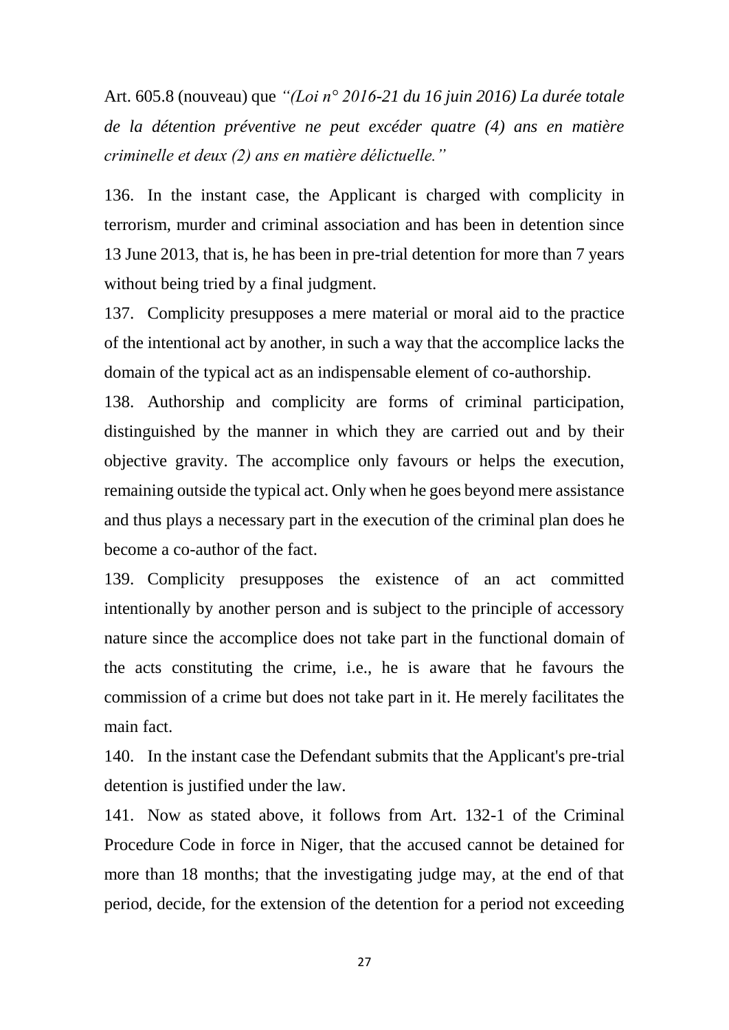Art. 605.8 (nouveau) que *"(Loi n° 2016-21 du 16 juin 2016) La durée totale de la détention préventive ne peut excéder quatre (4) ans en matière criminelle et deux (2) ans en matière délictuelle."*

136. In the instant case, the Applicant is charged with complicity in terrorism, murder and criminal association and has been in detention since 13 June 2013, that is, he has been in pre-trial detention for more than 7 years without being tried by a final judgment.

137. Complicity presupposes a mere material or moral aid to the practice of the intentional act by another, in such a way that the accomplice lacks the domain of the typical act as an indispensable element of co-authorship.

138. Authorship and complicity are forms of criminal participation, distinguished by the manner in which they are carried out and by their objective gravity. The accomplice only favours or helps the execution, remaining outside the typical act. Only when he goes beyond mere assistance and thus plays a necessary part in the execution of the criminal plan does he become a co-author of the fact.

139. Complicity presupposes the existence of an act committed intentionally by another person and is subject to the principle of accessory nature since the accomplice does not take part in the functional domain of the acts constituting the crime, i.e., he is aware that he favours the commission of a crime but does not take part in it. He merely facilitates the main fact.

140. In the instant case the Defendant submits that the Applicant's pre-trial detention is justified under the law.

141. Now as stated above, it follows from Art. 132-1 of the Criminal Procedure Code in force in Niger, that the accused cannot be detained for more than 18 months; that the investigating judge may, at the end of that period, decide, for the extension of the detention for a period not exceeding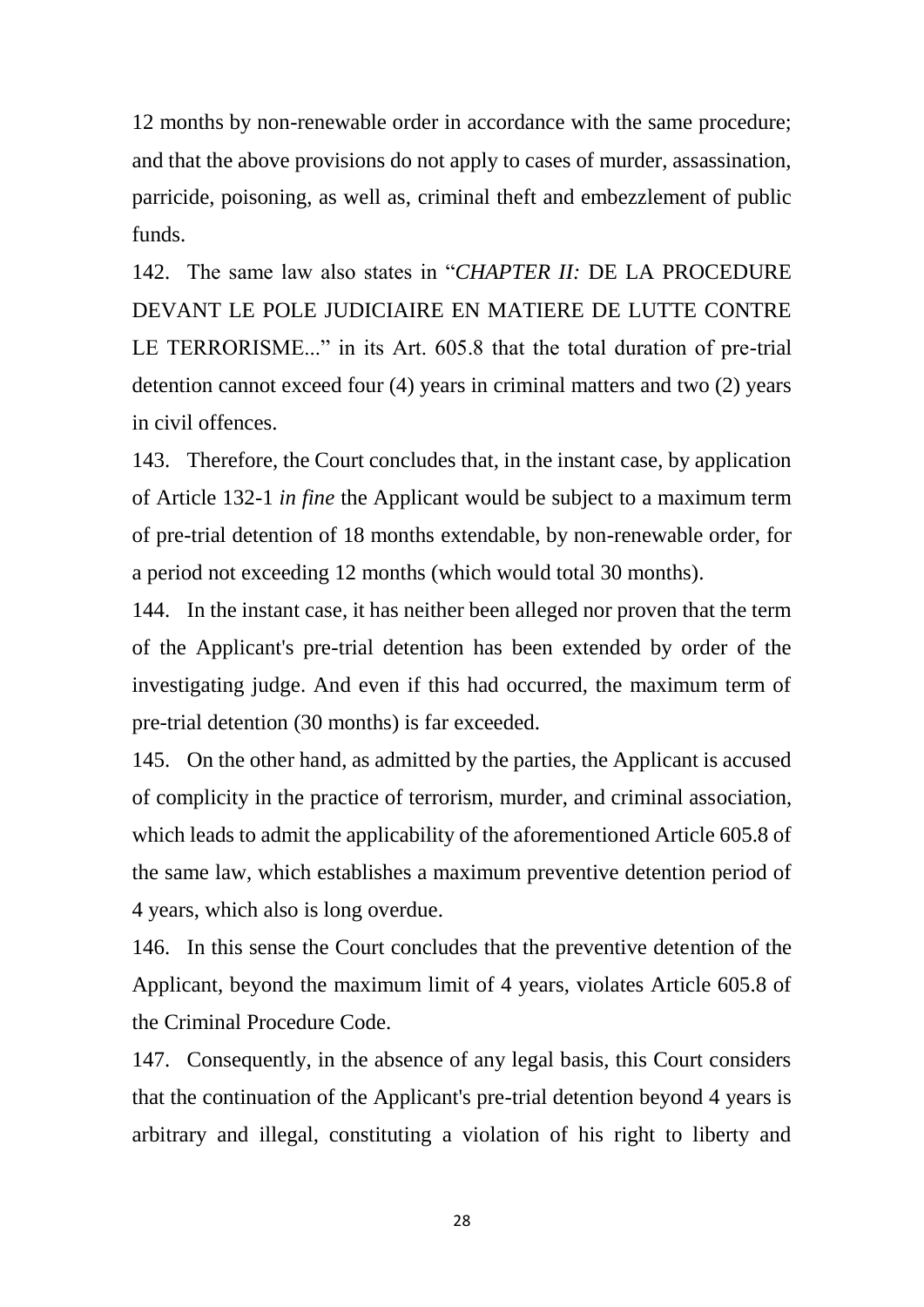12 months by non-renewable order in accordance with the same procedure; and that the above provisions do not apply to cases of murder, assassination, parricide, poisoning, as well as, criminal theft and embezzlement of public funds.

142. The same law also states in "*CHAPTER II:* DE LA PROCEDURE DEVANT LE POLE JUDICIAIRE EN MATIERE DE LUTTE CONTRE LE TERRORISME..." in its Art. 605.8 that the total duration of pre-trial detention cannot exceed four (4) years in criminal matters and two (2) years in civil offences.

143. Therefore, the Court concludes that, in the instant case, by application of Article 132-1 *in fine* the Applicant would be subject to a maximum term of pre-trial detention of 18 months extendable, by non-renewable order, for a period not exceeding 12 months (which would total 30 months).

144. In the instant case, it has neither been alleged nor proven that the term of the Applicant's pre-trial detention has been extended by order of the investigating judge. And even if this had occurred, the maximum term of pre-trial detention (30 months) is far exceeded.

145. On the other hand, as admitted by the parties, the Applicant is accused of complicity in the practice of terrorism, murder, and criminal association, which leads to admit the applicability of the aforementioned Article 605.8 of the same law, which establishes a maximum preventive detention period of 4 years, which also is long overdue.

146. In this sense the Court concludes that the preventive detention of the Applicant, beyond the maximum limit of 4 years, violates Article 605.8 of the Criminal Procedure Code.

147. Consequently, in the absence of any legal basis, this Court considers that the continuation of the Applicant's pre-trial detention beyond 4 years is arbitrary and illegal, constituting a violation of his right to liberty and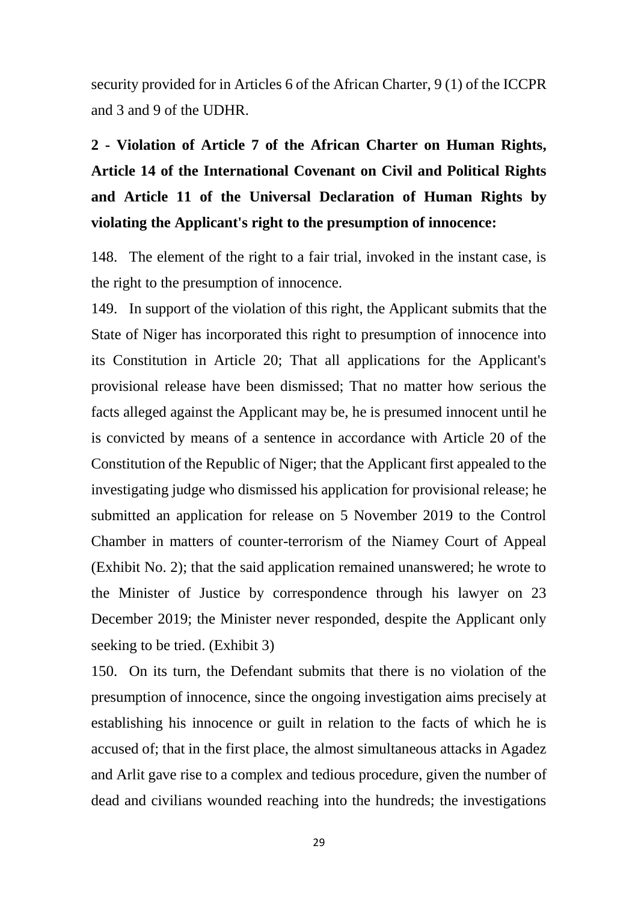security provided for in Articles 6 of the African Charter, 9 (1) of the ICCPR and 3 and 9 of the UDHR.

**2 - Violation of Article 7 of the African Charter on Human Rights, Article 14 of the International Covenant on Civil and Political Rights and Article 11 of the Universal Declaration of Human Rights by violating the Applicant's right to the presumption of innocence:**

148. The element of the right to a fair trial, invoked in the instant case, is the right to the presumption of innocence.

149. In support of the violation of this right, the Applicant submits that the State of Niger has incorporated this right to presumption of innocence into its Constitution in Article 20; That all applications for the Applicant's provisional release have been dismissed; That no matter how serious the facts alleged against the Applicant may be, he is presumed innocent until he is convicted by means of a sentence in accordance with Article 20 of the Constitution of the Republic of Niger; that the Applicant first appealed to the investigating judge who dismissed his application for provisional release; he submitted an application for release on 5 November 2019 to the Control Chamber in matters of counter-terrorism of the Niamey Court of Appeal (Exhibit No. 2); that the said application remained unanswered; he wrote to the Minister of Justice by correspondence through his lawyer on 23 December 2019; the Minister never responded, despite the Applicant only seeking to be tried. (Exhibit 3)

150. On its turn, the Defendant submits that there is no violation of the presumption of innocence, since the ongoing investigation aims precisely at establishing his innocence or guilt in relation to the facts of which he is accused of; that in the first place, the almost simultaneous attacks in Agadez and Arlit gave rise to a complex and tedious procedure, given the number of dead and civilians wounded reaching into the hundreds; the investigations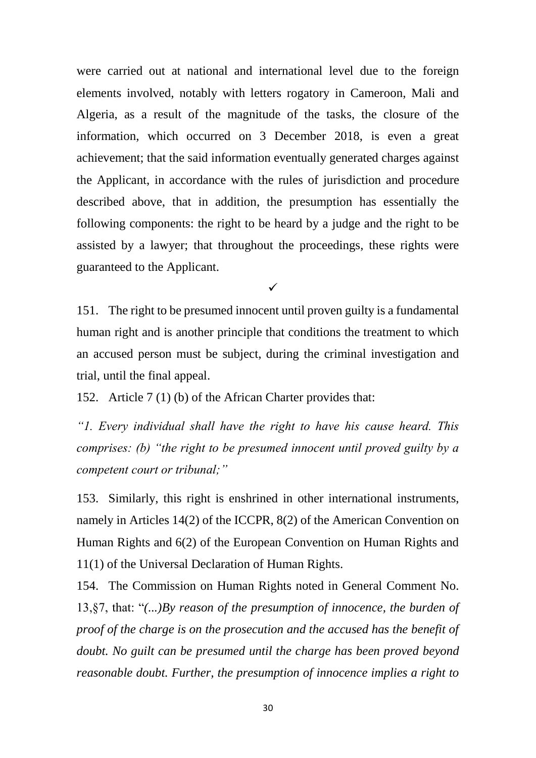were carried out at national and international level due to the foreign elements involved, notably with letters rogatory in Cameroon, Mali and Algeria, as a result of the magnitude of the tasks, the closure of the information, which occurred on 3 December 2018, is even a great achievement; that the said information eventually generated charges against the Applicant, in accordance with the rules of jurisdiction and procedure described above, that in addition, the presumption has essentially the following components: the right to be heard by a judge and the right to be assisted by a lawyer; that throughout the proceedings, these rights were guaranteed to the Applicant.

✓

151. The right to be presumed innocent until proven guilty is a fundamental human right and is another principle that conditions the treatment to which an accused person must be subject, during the criminal investigation and trial, until the final appeal.

152. Article 7 (1) (b) of the African Charter provides that:

*"1. Every individual shall have the right to have his cause heard. This comprises: (b) "the right to be presumed innocent until proved guilty by a competent court or tribunal;"*

153. Similarly, this right is enshrined in other international instruments, namely in Articles 14(2) of the ICCPR, 8(2) of the American Convention on Human Rights and 6(2) of the European Convention on Human Rights and 11(1) of the Universal Declaration of Human Rights.

154. The Commission on Human Rights noted in General Comment No. 13,§7, that: "*(...)By reason of the presumption of innocence, the burden of proof of the charge is on the prosecution and the accused has the benefit of doubt. No guilt can be presumed until the charge has been proved beyond reasonable doubt. Further, the presumption of innocence implies a right to*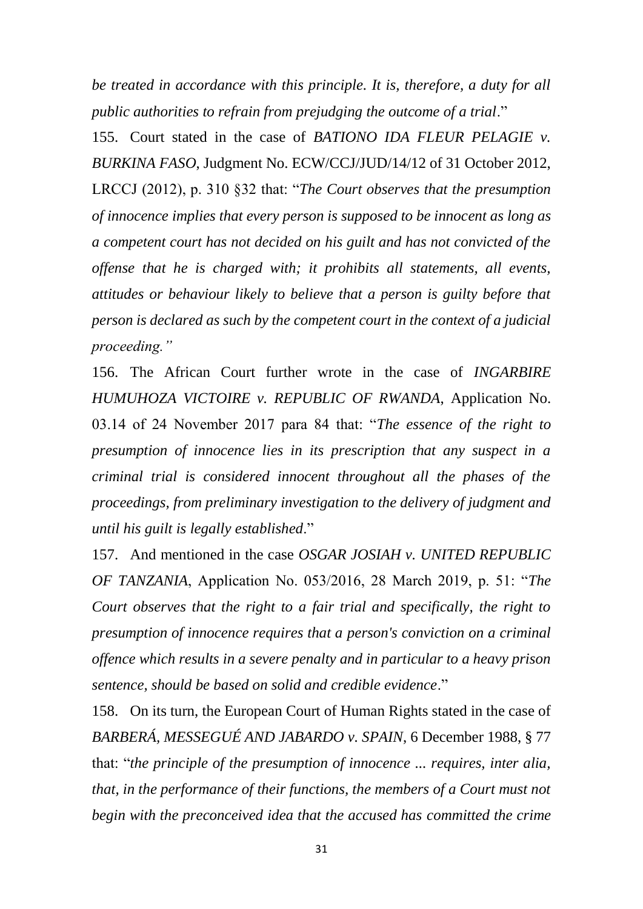*be treated in accordance with this principle. It is, therefore, a duty for all public authorities to refrain from prejudging the outcome of a trial*."

155. Court stated in the case of *BATIONO IDA FLEUR PELAGIE v. BURKINA FASO*, Judgment No. ECW/CCJ/JUD/14/12 of 31 October 2012, LRCCJ (2012), p. 310 §32 that: "*The Court observes that the presumption of innocence implies that every person is supposed to be innocent as long as a competent court has not decided on his guilt and has not convicted of the offense that he is charged with; it prohibits all statements, all events, attitudes or behaviour likely to believe that a person is guilty before that person is declared as such by the competent court in the context of a judicial proceeding."*

156. The African Court further wrote in the case of *INGARBIRE HUMUHOZA VICTOIRE v. REPUBLIC OF RWANDA*, Application No. 03.14 of 24 November 2017 para 84 that: "*The essence of the right to presumption of innocence lies in its prescription that any suspect in a criminal trial is considered innocent throughout all the phases of the proceedings, from preliminary investigation to the delivery of judgment and until his guilt is legally established*."

157. And mentioned in the case *OSGAR JOSIAH v. UNITED REPUBLIC OF TANZANIA*, Application No. 053/2016, 28 March 2019, p. 51: "*The Court observes that the right to a fair trial and specifically, the right to presumption of innocence requires that a person's conviction on a criminal offence which results in a severe penalty and in particular to a heavy prison sentence, should be based on solid and credible evidence*."

158. On its turn, the European Court of Human Rights stated in the case of *BARBERÁ, MESSEGUÉ AND JABARDO v. SPAIN*, 6 December 1988, § 77 that: "*the principle of the presumption of innocence ... requires, inter alia, that, in the performance of their functions, the members of a Court must not begin with the preconceived idea that the accused has committed the crime*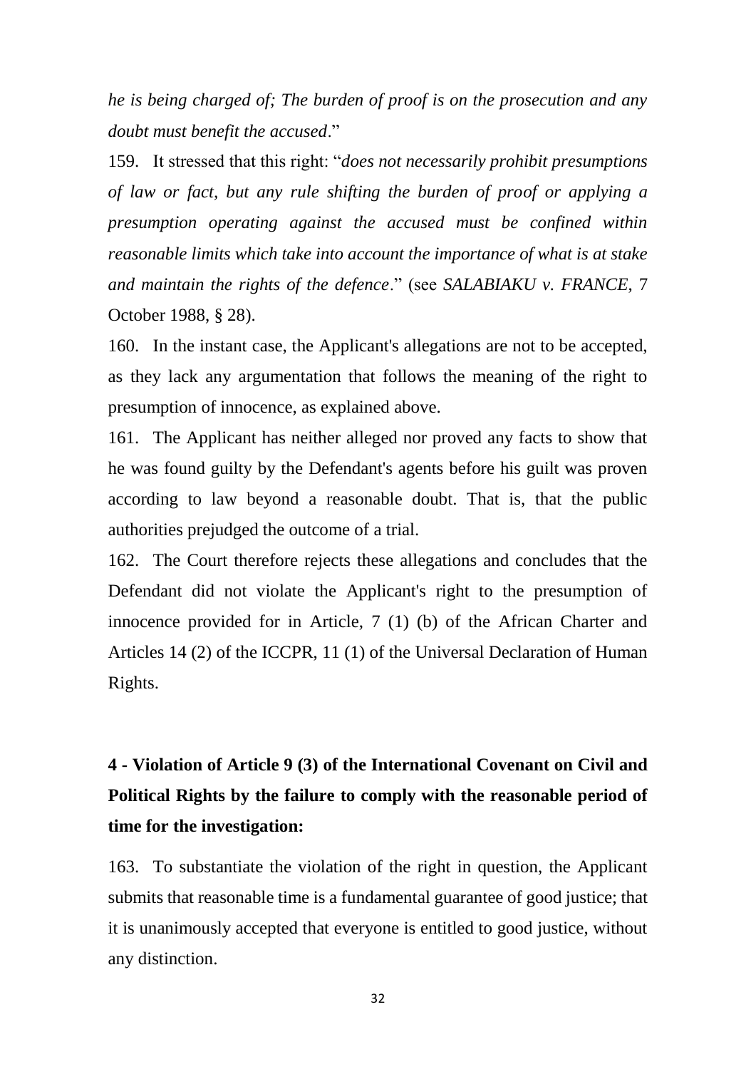*he is being charged of; The burden of proof is on the prosecution and any doubt must benefit the accused*."

159. It stressed that this right: "*does not necessarily prohibit presumptions of law or fact, but any rule shifting the burden of proof or applying a presumption operating against the accused must be confined within reasonable limits which take into account the importance of what is at stake and maintain the rights of the defence*." (see *SALABIAKU v. FRANCE*, 7 October 1988, § 28).

160. In the instant case, the Applicant's allegations are not to be accepted, as they lack any argumentation that follows the meaning of the right to presumption of innocence, as explained above.

161. The Applicant has neither alleged nor proved any facts to show that he was found guilty by the Defendant's agents before his guilt was proven according to law beyond a reasonable doubt. That is, that the public authorities prejudged the outcome of a trial.

162. The Court therefore rejects these allegations and concludes that the Defendant did not violate the Applicant's right to the presumption of innocence provided for in Article, 7 (1) (b) of the African Charter and Articles 14 (2) of the ICCPR, 11 (1) of the Universal Declaration of Human Rights.

## 4 - Violation of Article 9 (3) of the International Covenant on Civil and Political Rights by the failure to comply with the reasonable period of time for the investigation:

163. To substantiate the violation of the right in question, the Applicant submits that reasonable time is a fundamental guarantee of good justice; that it is unanimously accepted that everyone is entitled to good justice, without any distinction.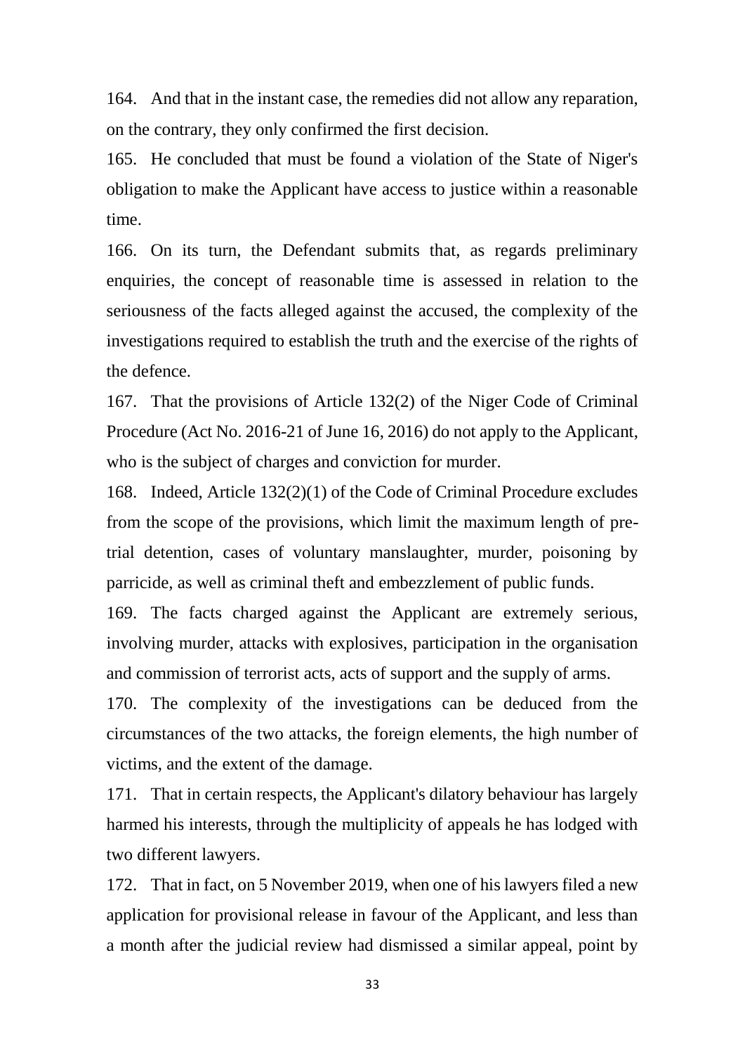164. And that in the instant case, the remedies did not allow any reparation, on the contrary, they only confirmed the first decision.

165. He concluded that must be found a violation of the State of Niger's obligation to make the Applicant have access to justice within a reasonable time.

166. On its turn, the Defendant submits that, as regards preliminary enquiries, the concept of reasonable time is assessed in relation to the seriousness of the facts alleged against the accused, the complexity of the investigations required to establish the truth and the exercise of the rights of the defence.

167. That the provisions of Article 132(2) of the Niger Code of Criminal Procedure (Act No. 2016-21 of June 16, 2016) do not apply to the Applicant, who is the subject of charges and conviction for murder.

168. Indeed, Article 132(2)(1) of the Code of Criminal Procedure excludes from the scope of the provisions, which limit the maximum length of pre-trial detention, cases of voluntary manslaughter, murder, poisoning by parricide, as well as criminal theft and embezzlement of public funds.

169. The facts charged against the Applicant are extremely serious, involving murder, attacks with explosives, participation in the organisation and commission of terrorist acts, acts of support and the supply of arms.

170. The complexity of the investigations can be deduced from the circumstances of the two attacks, the foreign elements, the high number of victims, and the extent of the damage.

171. That in certain respects, the Applicant's dilatory behaviour has largely harmed his interests, through the multiplicity of appeals he has lodged with two different lawyers.

172. That in fact, on 5 November 2019, when one of his lawyers filed a new application for provisional release in favour of the Applicant, and less than a month after the judicial review had dismissed a similar appeal, point by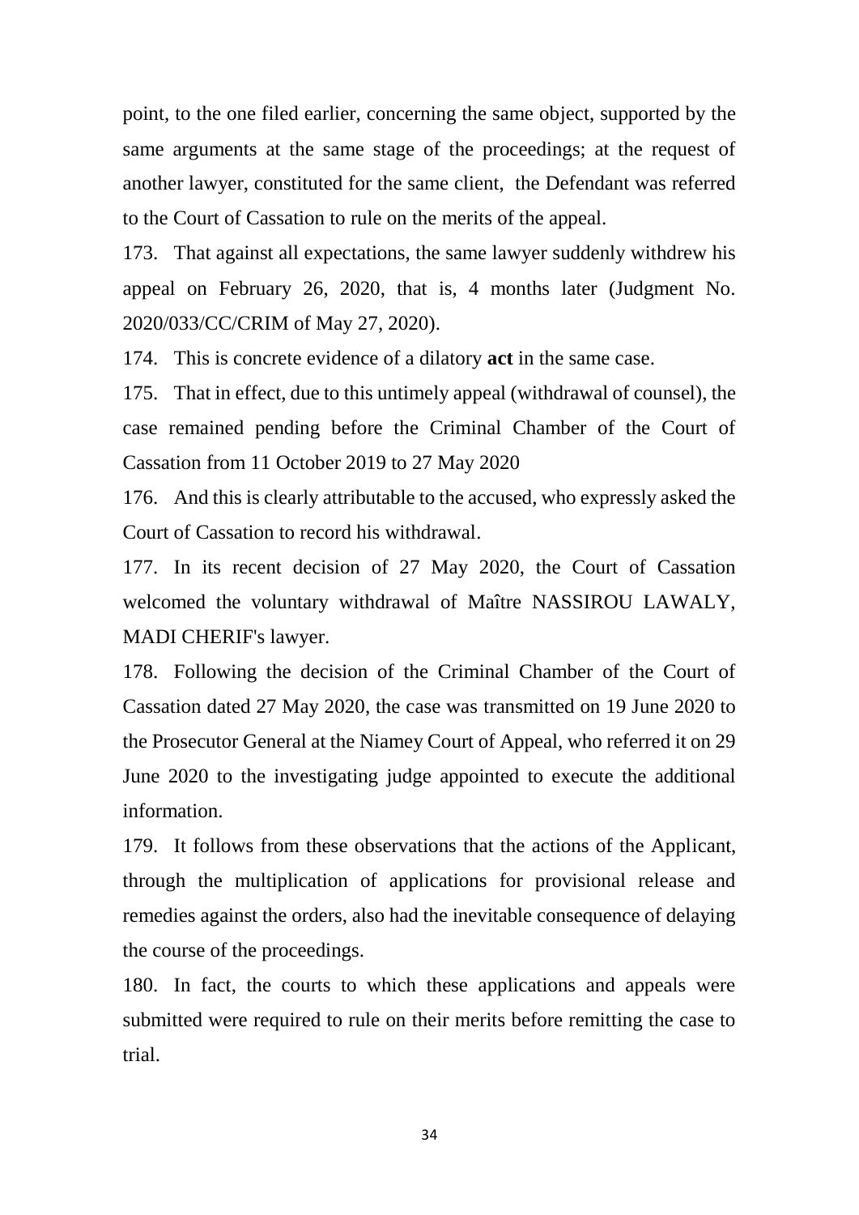point, to the one filed earlier, concerning the same object, supported by the same arguments at the same stage of the proceedings; at the request of another lawyer, constituted for the same client, the Defendant was referred to the Court of Cassation to rule on the merits of the appeal.

173. That against all expectations, the same lawyer suddenly withdrew his appeal on February 26, 2020, that is, 4 months later (Judgment No. 2020/033/CC/CRIM of May 27, 2020).

174. This is concrete evidence of a dilatory **act** in the same case.

175. That in effect, due to this untimely appeal (withdrawal of counsel), the case remained pending before the Criminal Chamber of the Court of Cassation from 11 October 2019 to 27 May 2020

176. And this is clearly attributable to the accused, who expressly asked the Court of Cassation to record his withdrawal.

177. In its recent decision of 27 May 2020, the Court of Cassation welcomed the voluntary withdrawal of Maître NASSIROU LAWALY, MADI CHERIF's lawyer.

178. Following the decision of the Criminal Chamber of the Court of Cassation dated 27 May 2020, the case was transmitted on 19 June 2020 to the Prosecutor General at the Niamey Court of Appeal, who referred it on 29 June 2020 to the investigating judge appointed to execute the additional information.

179. It follows from these observations that the actions of the Applicant, through the multiplication of applications for provisional release and remedies against the orders, also had the inevitable consequence of delaying the course of the proceedings.

180. In fact, the courts to which these applications and appeals were submitted were required to rule on their merits before remitting the case to trial.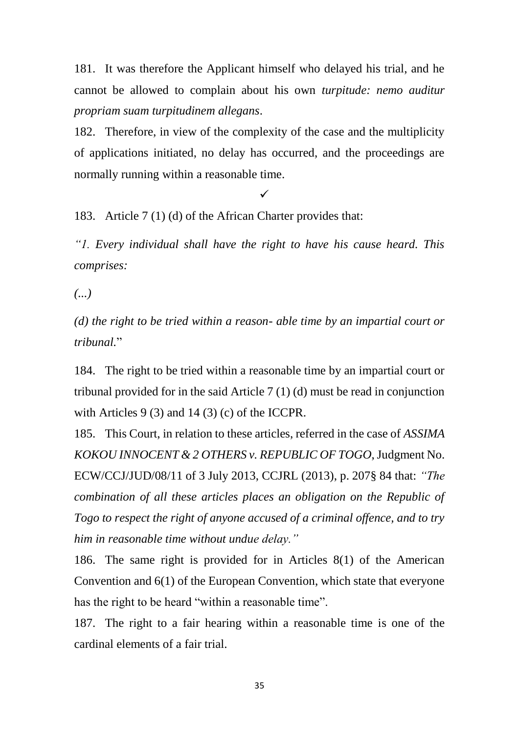181. It was therefore the Applicant himself who delayed his trial, and he cannot be allowed to complain about his own *turpitude: nemo auditur propriam suam turpitudinem allegans*.

182. Therefore, in view of the complexity of the case and the multiplicity of applications initiated, no delay has occurred, and the proceedings are normally running within a reasonable time.

✓

183. Article 7 (1) (d) of the African Charter provides that:

*"1. Every individual shall have the right to have his cause heard. This comprises:*

*(...)*

*(d) the right to be tried within a reason- able time by an impartial court or tribunal.*"

184. The right to be tried within a reasonable time by an impartial court or tribunal provided for in the said Article 7 (1) (d) must be read in conjunction with Articles 9 (3) and 14 (3) (c) of the ICCPR.

185. This Court, in relation to these articles, referred in the case of *ASSIMA KOKOU INNOCENT & 2 OTHERS v. REPUBLIC OF TOGO*, Judgment No. ECW/CCJ/JUD/08/11 of 3 July 2013, CCJRL (2013), p. 207§ 84 that: *"The combination of all these articles places an obligation on the Republic of Togo to respect the right of anyone accused of a criminal offence, and to try him in reasonable time without undue delay."*

186. The same right is provided for in Articles 8(1) of the American Convention and 6(1) of the European Convention, which state that everyone has the right to be heard "within a reasonable time".

187. The right to a fair hearing within a reasonable time is one of the cardinal elements of a fair trial.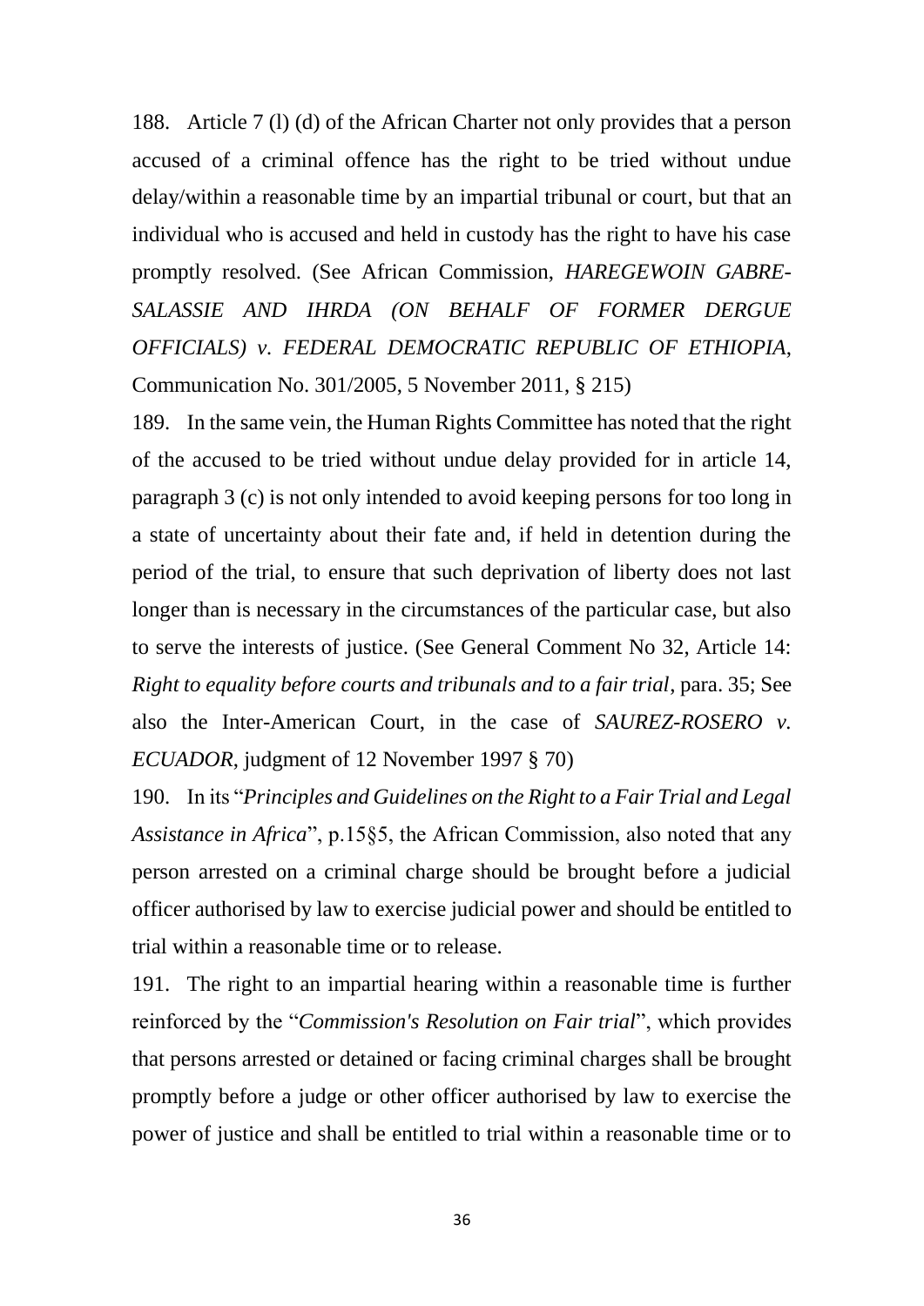188. Article 7 (l) (d) of the African Charter not only provides that a person accused of a criminal offence has the right to be tried without undue delay/within a reasonable time by an impartial tribunal or court, but that an individual who is accused and held in custody has the right to have his case promptly resolved. (See African Commission, *HAREGEWOIN GABRE-SALASSIE AND IHRDA (ON BEHALF OF FORMER DERGUE OFFICIALS) v. FEDERAL DEMOCRATIC REPUBLIC OF ETHIOPIA*, Communication No. 301/2005, 5 November 2011, § 215)

189. In the same vein, the Human Rights Committee has noted that the right of the accused to be tried without undue delay provided for in article 14, paragraph 3 (c) is not only intended to avoid keeping persons for too long in a state of uncertainty about their fate and, if held in detention during the period of the trial, to ensure that such deprivation of liberty does not last longer than is necessary in the circumstances of the particular case, but also to serve the interests of justice. (See General Comment No 32, Article 14: *Right to equality before courts and tribunals and to a fair trial*, para. 35; See also the Inter-American Court, in the case of *SAUREZ-ROSERO v. ECUADOR*, judgment of 12 November 1997 § 70)

190. In its "*Principles and Guidelines on the Right to a Fair Trial and Legal Assistance in Africa*", p.15§5, the African Commission, also noted that any person arrested on a criminal charge should be brought before a judicial officer authorised by law to exercise judicial power and should be entitled to trial within a reasonable time or to release.

191. The right to an impartial hearing within a reasonable time is further reinforced by the "*Commission's Resolution on Fair trial*", which provides that persons arrested or detained or facing criminal charges shall be brought promptly before a judge or other officer authorised by law to exercise the power of justice and shall be entitled to trial within a reasonable time or to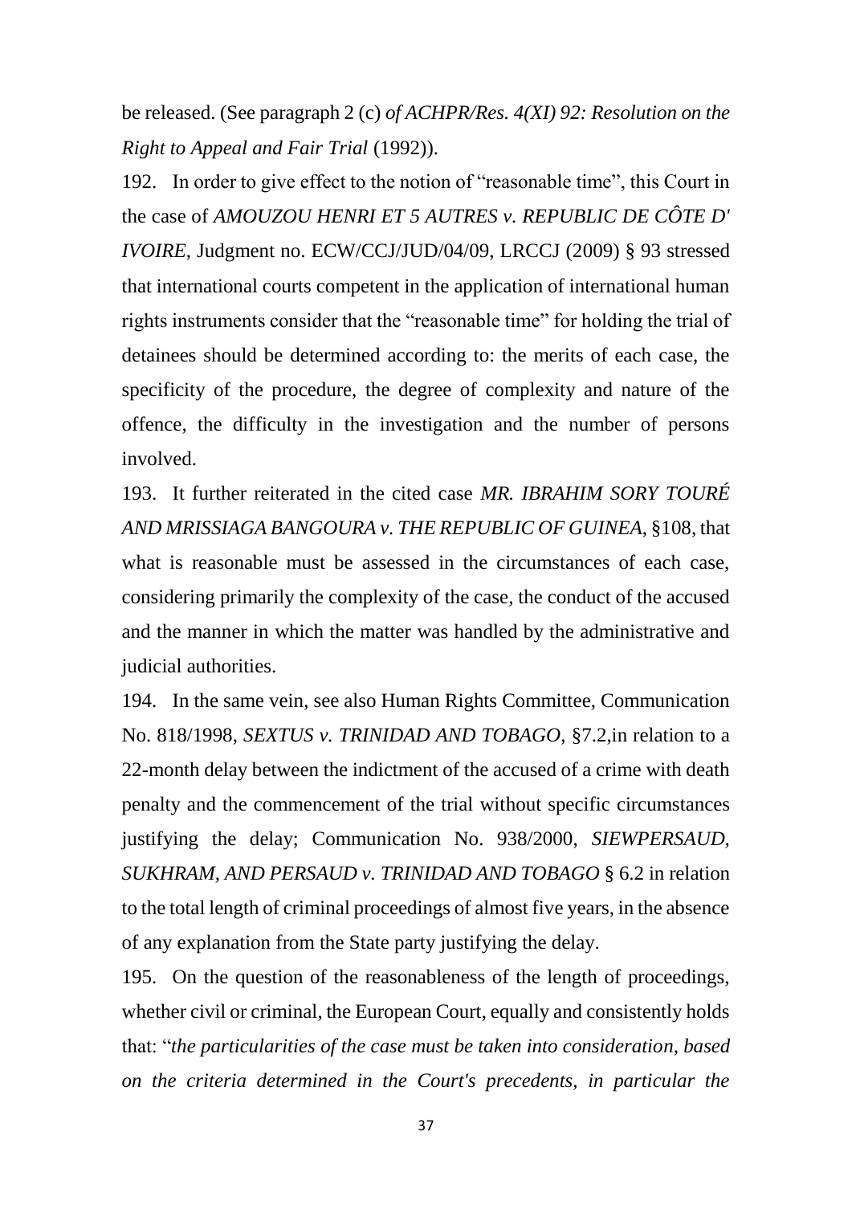be released. (See paragraph 2 (c) *of ACHPR/Res. 4(XI) 92: Resolution on the Right to Appeal and Fair Trial* (1992)).

192. In order to give effect to the notion of "reasonable time", this Court in the case of *AMOUZOU HENRI ET 5 AUTRES v. REPUBLIC DE CÔTE D' IVOIRE*, Judgment no. ECW/CCJ/JUD/04/09, LRCCJ (2009) § 93 stressed that international courts competent in the application of international human rights instruments consider that the "reasonable time" for holding the trial of detainees should be determined according to: the merits of each case, the specificity of the procedure, the degree of complexity and nature of the offence, the difficulty in the investigation and the number of persons involved.

193. It further reiterated in the cited case *MR. IBRAHIM SORY TOURÉ AND MRISSIAGA BANGOURA v. THE REPUBLIC OF GUINEA*, §108, that what is reasonable must be assessed in the circumstances of each case, considering primarily the complexity of the case, the conduct of the accused and the manner in which the matter was handled by the administrative and judicial authorities.

194. In the same vein, see also Human Rights Committee, Communication No. 818/1998, *SEXTUS v. TRINIDAD AND TOBAGO*, §7.2,in relation to a 22-month delay between the indictment of the accused of a crime with death penalty and the commencement of the trial without specific circumstances justifying the delay; Communication No. 938/2000, *SIEWPERSAUD, SUKHRAM, AND PERSAUD v. TRINIDAD AND TOBAGO* § 6.2 in relation to the total length of criminal proceedings of almost five years, in the absence of any explanation from the State party justifying the delay.

195. On the question of the reasonableness of the length of proceedings, whether civil or criminal, the European Court, equally and consistently holds that: "*the particularities of the case must be taken into consideration, based on the criteria determined in the Court's precedents, in particular the*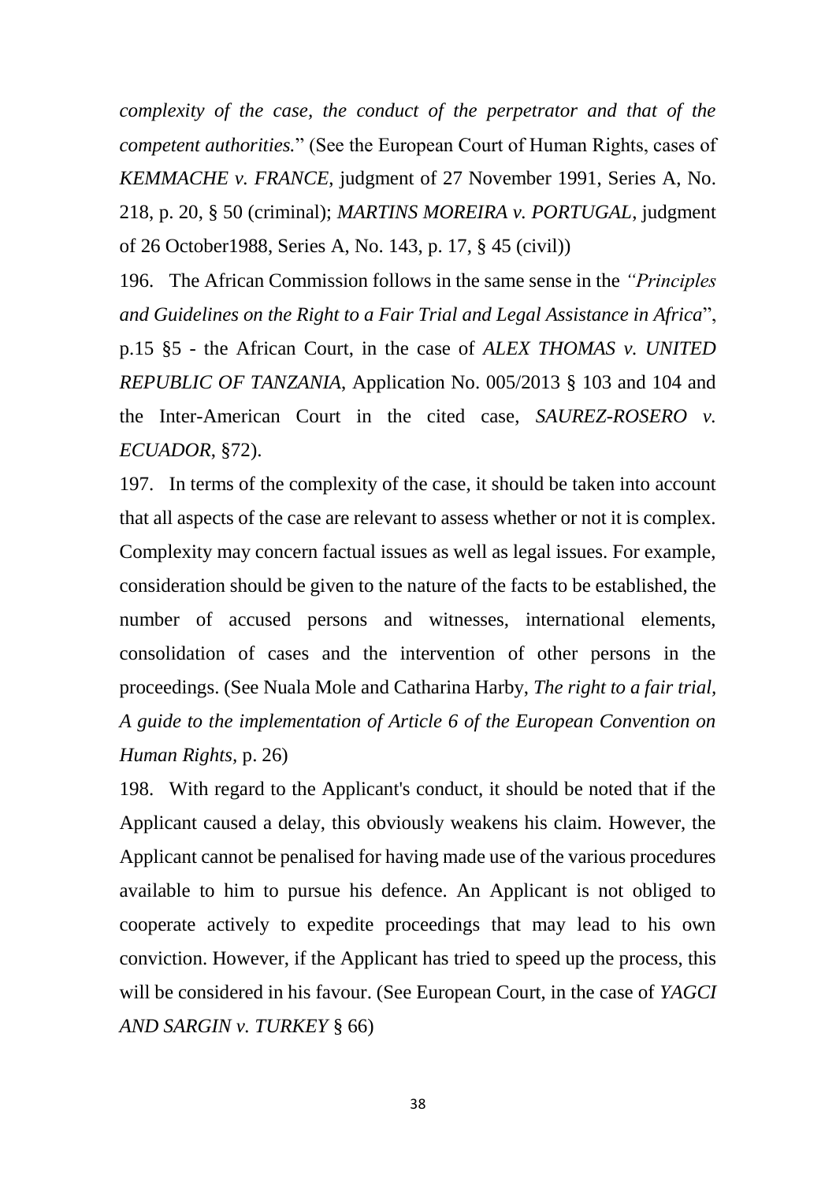*complexity of the case, the conduct of the perpetrator and that of the competent authorities.*" (See the European Court of Human Rights, cases of *KEMMACHE v. FRANCE*, judgment of 27 November 1991, Series A, No. 218, p. 20, § 50 (criminal); *MARTINS MOREIRA v. PORTUGAL*, judgment of 26 October1988, Series A, No. 143, p. 17, § 45 (civil))

196. The African Commission follows in the same sense in the *"Principles and Guidelines on the Right to a Fair Trial and Legal Assistance in Africa*", p.15 §5 - the African Court, in the case of *ALEX THOMAS v. UNITED REPUBLIC OF TANZANIA*, Application No. 005/2013 § 103 and 104 and the Inter-American Court in the cited case, *SAUREZ-ROSERO v. ECUADOR*, §72).

197. In terms of the complexity of the case, it should be taken into account that all aspects of the case are relevant to assess whether or not it is complex. Complexity may concern factual issues as well as legal issues. For example, consideration should be given to the nature of the facts to be established, the number of accused persons and witnesses, international elements, consolidation of cases and the intervention of other persons in the proceedings. (See Nuala Mole and Catharina Harby, *The right to a fair trial, A guide to the implementation of Article 6 of the European Convention on Human Rights*, p. 26)

198. With regard to the Applicant's conduct, it should be noted that if the Applicant caused a delay, this obviously weakens his claim. However, the Applicant cannot be penalised for having made use of the various procedures available to him to pursue his defence. An Applicant is not obliged to cooperate actively to expedite proceedings that may lead to his own conviction. However, if the Applicant has tried to speed up the process, this will be considered in his favour. (See European Court, in the case of *YAGCI AND SARGIN v. TURKEY* § 66)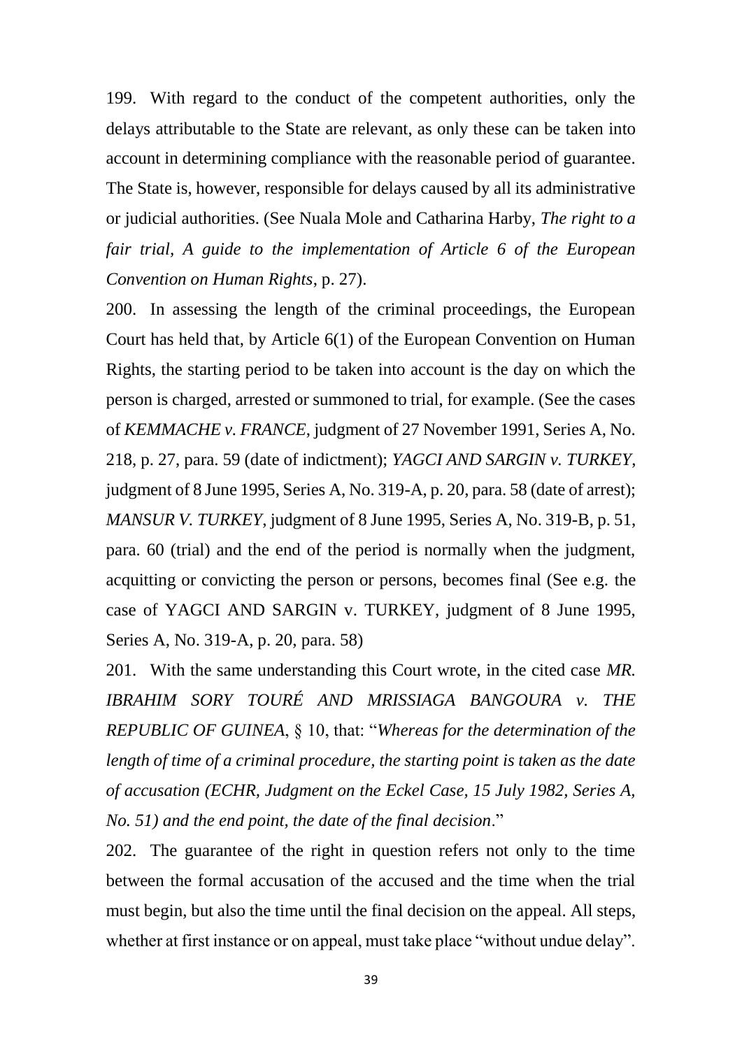199. With regard to the conduct of the competent authorities, only the delays attributable to the State are relevant, as only these can be taken into account in determining compliance with the reasonable period of guarantee. The State is, however, responsible for delays caused by all its administrative or judicial authorities. (See Nuala Mole and Catharina Harby, *The right to a fair trial, A guide to the implementation of Article 6 of the European Convention on Human Rights*, p. 27).

200. In assessing the length of the criminal proceedings, the European Court has held that, by Article 6(1) of the European Convention on Human Rights, the starting period to be taken into account is the day on which the person is charged, arrested or summoned to trial, for example. (See the cases of *KEMMACHE v. FRANCE*, judgment of 27 November 1991, Series A, No. 218, p. 27, para. 59 (date of indictment); *YAGCI AND SARGIN v. TURKEY*, judgment of 8 June 1995, Series A, No. 319-A, p. 20, para. 58 (date of arrest); *MANSUR V. TURKEY*, judgment of 8 June 1995, Series A, No. 319-B, p. 51, para. 60 (trial) and the end of the period is normally when the judgment, acquitting or convicting the person or persons, becomes final (See e.g. the case of YAGCI AND SARGIN v. TURKEY, judgment of 8 June 1995, Series A, No. 319-A, p. 20, para. 58)

201. With the same understanding this Court wrote, in the cited case *MR. IBRAHIM SORY TOURÉ AND MRISSIAGA BANGOURA v. THE REPUBLIC OF GUINEA*, § 10, that: "*Whereas for the determination of the length of time of a criminal procedure, the starting point is taken as the date of accusation (ECHR, Judgment on the Eckel Case, 15 July 1982, Series A, No. 51) and the end point, the date of the final decision*."

202. The guarantee of the right in question refers not only to the time between the formal accusation of the accused and the time when the trial must begin, but also the time until the final decision on the appeal. All steps, whether at first instance or on appeal, must take place "without undue delay".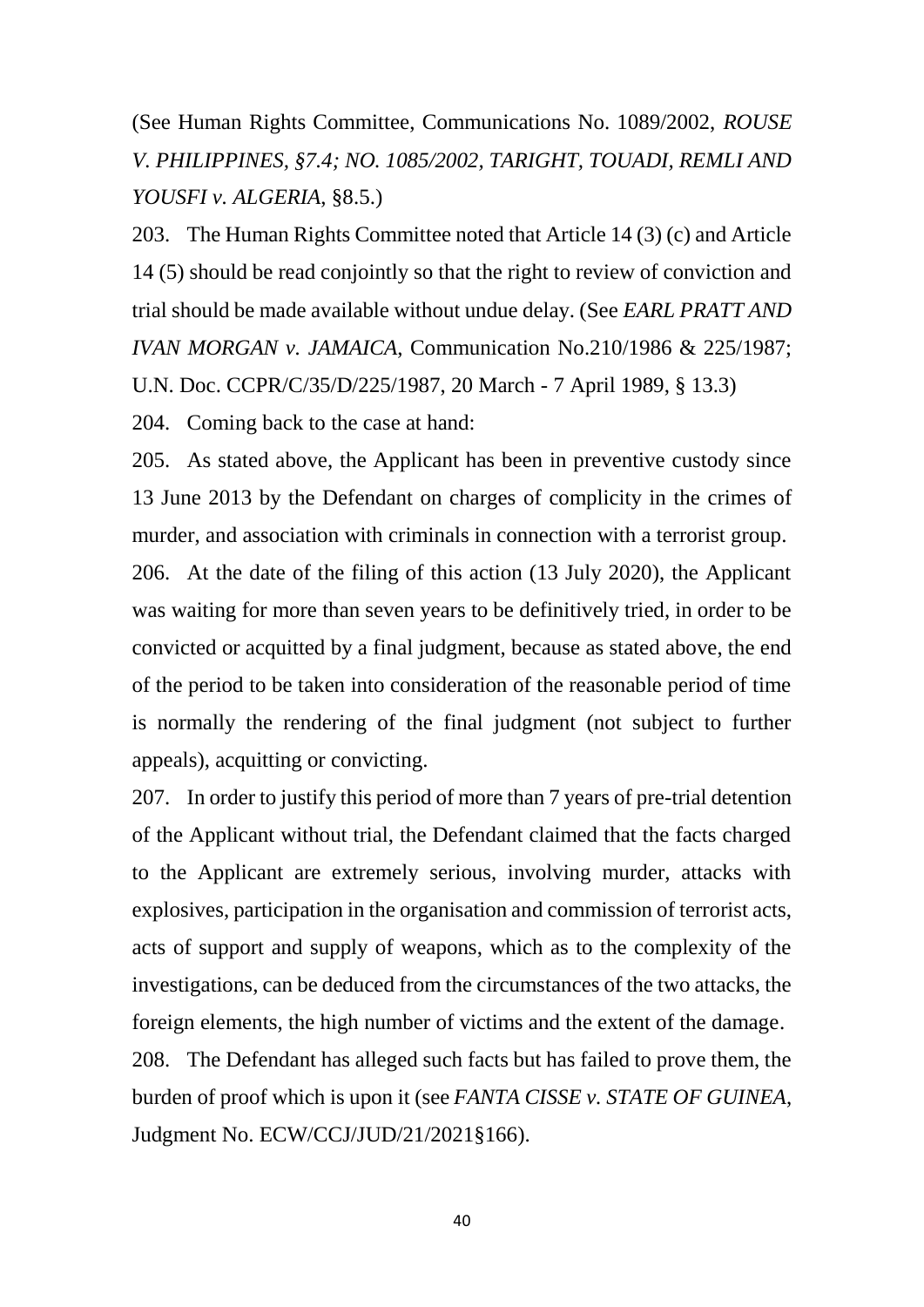(See Human Rights Committee, Communications No. 1089/2002, *ROUSE V. PHILIPPINES, §7.4; NO. 1085/2002, TARIGHT, TOUADI, REMLI AND YOUSFI v. ALGERIA*, §8.5.)

203. The Human Rights Committee noted that Article 14 (3) (c) and Article 14 (5) should be read conjointly so that the right to review of conviction and trial should be made available without undue delay. (See *EARL PRATT AND IVAN MORGAN v. JAMAICA*, Communication No.210/1986 & 225/1987; U.N. Doc. CCPR/C/35/D/225/1987, 20 March - 7 April 1989, § 13.3)

204. Coming back to the case at hand:

205. As stated above, the Applicant has been in preventive custody since 13 June 2013 by the Defendant on charges of complicity in the crimes of murder, and association with criminals in connection with a terrorist group.

206. At the date of the filing of this action (13 July 2020), the Applicant was waiting for more than seven years to be definitively tried, in order to be convicted or acquitted by a final judgment, because as stated above, the end of the period to be taken into consideration of the reasonable period of time is normally the rendering of the final judgment (not subject to further appeals), acquitting or convicting.

207. In order to justify this period of more than 7 years of pre-trial detention of the Applicant without trial, the Defendant claimed that the facts charged to the Applicant are extremely serious, involving murder, attacks with explosives, participation in the organisation and commission of terrorist acts, acts of support and supply of weapons, which as to the complexity of the investigations, can be deduced from the circumstances of the two attacks, the foreign elements, the high number of victims and the extent of the damage.

208. The Defendant has alleged such facts but has failed to prove them, the burden of proof which is upon it (see *FANTA CISSE v. STATE OF GUINEA*, Judgment No. ECW/CCJ/JUD/21/2021§166).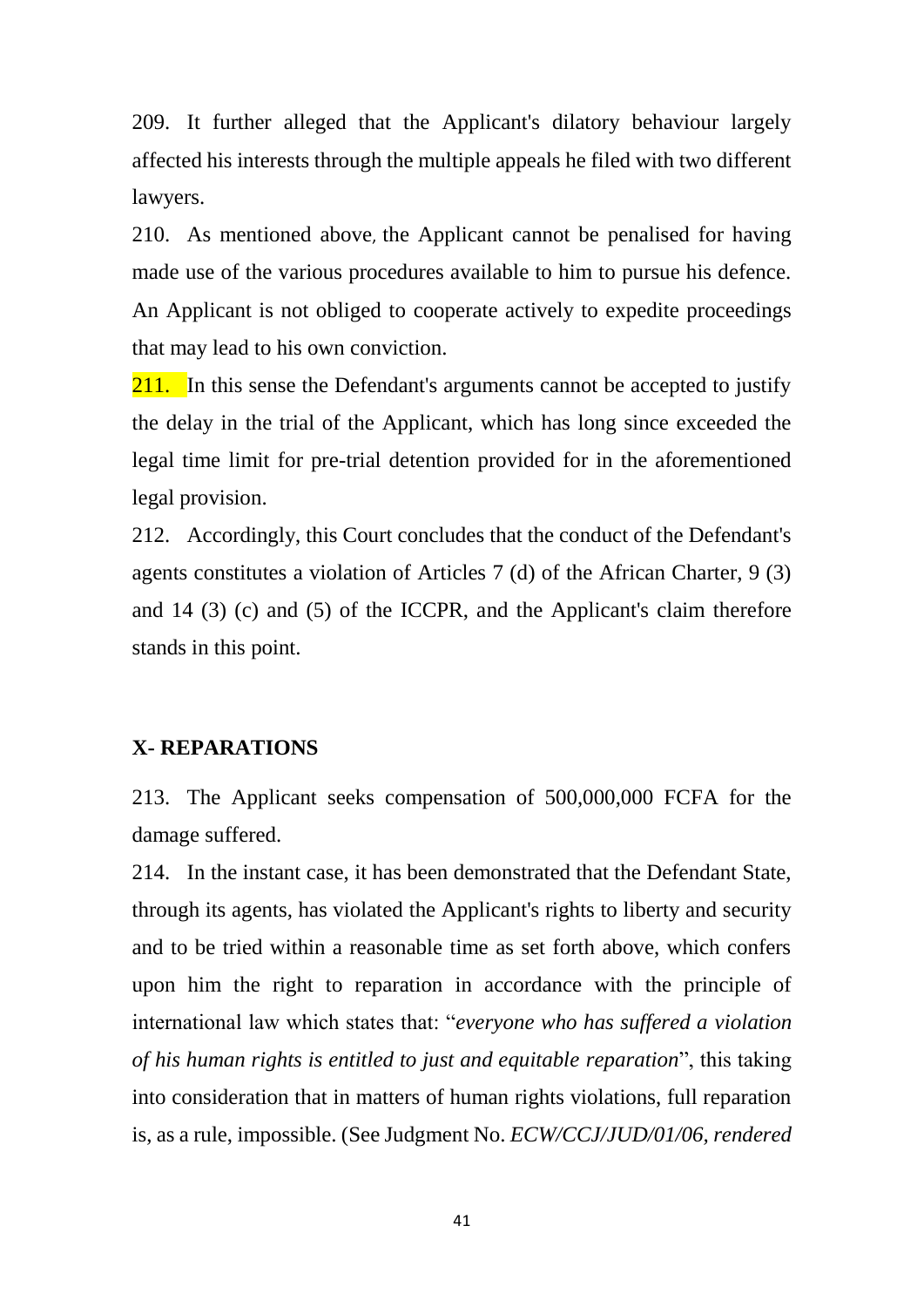209. It further alleged that the Applicant's dilatory behaviour largely affected his interests through the multiple appeals he filed with two different lawyers.

210. As mentioned above, the Applicant cannot be penalised for having made use of the various procedures available to him to pursue his defence. An Applicant is not obliged to cooperate actively to expedite proceedings that may lead to his own conviction.

211. In this sense the Defendant's arguments cannot be accepted to justify the delay in the trial of the Applicant, which has long since exceeded the legal time limit for pre-trial detention provided for in the aforementioned legal provision.

212. Accordingly, this Court concludes that the conduct of the Defendant's agents constitutes a violation of Articles 7 (d) of the African Charter, 9 (3) and 14 (3) (c) and (5) of the ICCPR, and the Applicant's claim therefore stands in this point.

## X- REPARATIONS

213. The Applicant seeks compensation of 500,000,000 FCFA for the damage suffered.

214. In the instant case, it has been demonstrated that the Defendant State, through its agents, has violated the Applicant's rights to liberty and security and to be tried within a reasonable time as set forth above, which confers upon him the right to reparation in accordance with the principle of international law which states that: "*everyone who has suffered a violation of his human rights is entitled to just and equitable reparation*", this taking into consideration that in matters of human rights violations, full reparation is, as a rule, impossible. (See Judgment No. *ECW/CCJ/JUD/01/06, rendered*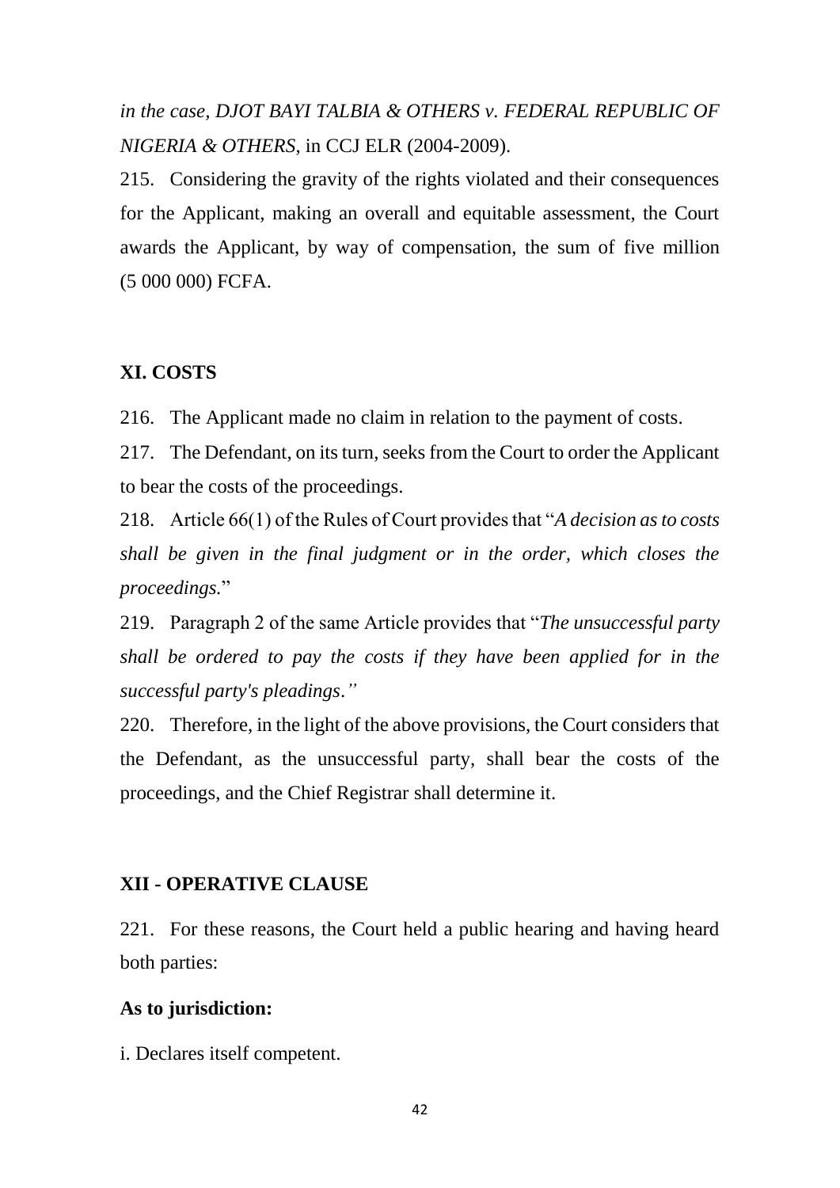*in the case, DJOT BAYI TALBIA & OTHERS v. FEDERAL REPUBLIC OF NIGERIA & OTHERS*, in CCJ ELR (2004-2009).

215. Considering the gravity of the rights violated and their consequences for the Applicant, making an overall and equitable assessment, the Court awards the Applicant, by way of compensation, the sum of five million (5 000 000) FCFA.

## XI. COSTS

216. The Applicant made no claim in relation to the payment of costs.

217. The Defendant, on its turn, seeks from the Court to order the Applicant to bear the costs of the proceedings.

218. Article 66(1) of the Rules of Court provides that "*A decision as to costs shall be given in the final judgment or in the order, which closes the proceedings.*"

219. Paragraph 2 of the same Article provides that "*The unsuccessful party shall be ordered to pay the costs if they have been applied for in the successful party's pleadings.*"

220. Therefore, in the light of the above provisions, the Court considers that the Defendant, as the unsuccessful party, shall bear the costs of the proceedings, and the Chief Registrar shall determine it.

## XII - OPERATIVE CLAUSE

221. For these reasons, the Court held a public hearing and having heard both parties:

**As to jurisdiction:**

i. Declares itself competent.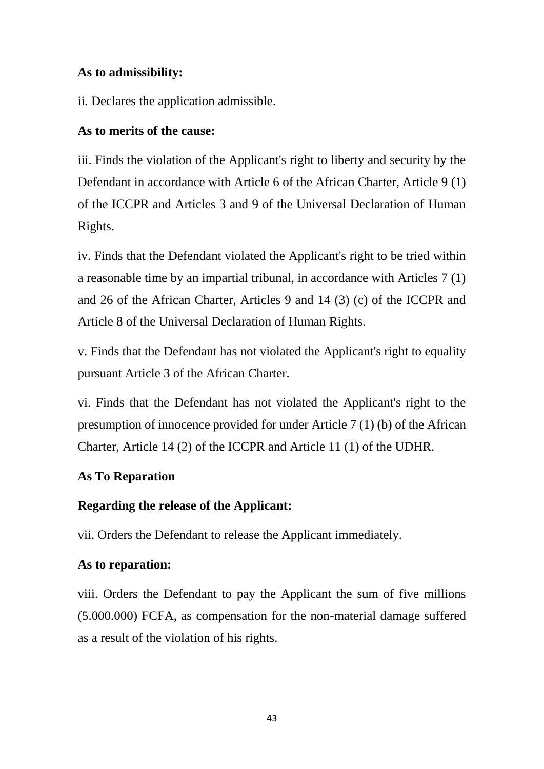**As to admissibility:**

ii. Declares the application admissible.

**As to merits of the cause:**

iii. Finds the violation of the Applicant's right to liberty and security by the Defendant in accordance with Article 6 of the African Charter, Article 9 (1) of the ICCPR and Articles 3 and 9 of the Universal Declaration of Human Rights.

iv. Finds that the Defendant violated the Applicant's right to be tried within a reasonable time by an impartial tribunal, in accordance with Articles 7 (1) and 26 of the African Charter, Articles 9 and 14 (3) (c) of the ICCPR and Article 8 of the Universal Declaration of Human Rights.

v. Finds that the Defendant has not violated the Applicant's right to equality pursuant Article 3 of the African Charter.

vi. Finds that the Defendant has not violated the Applicant's right to the presumption of innocence provided for under Article 7 (1) (b) of the African Charter, Article 14 (2) of the ICCPR and Article 11 (1) of the UDHR.

**As To Reparation**

**Regarding the release of the Applicant:**

vii. Orders the Defendant to release the Applicant immediately.

**As to reparation:**

viii. Orders the Defendant to pay the Applicant the sum of five millions (5.000.000) FCFA, as compensation for the non-material damage suffered as a result of the violation of his rights.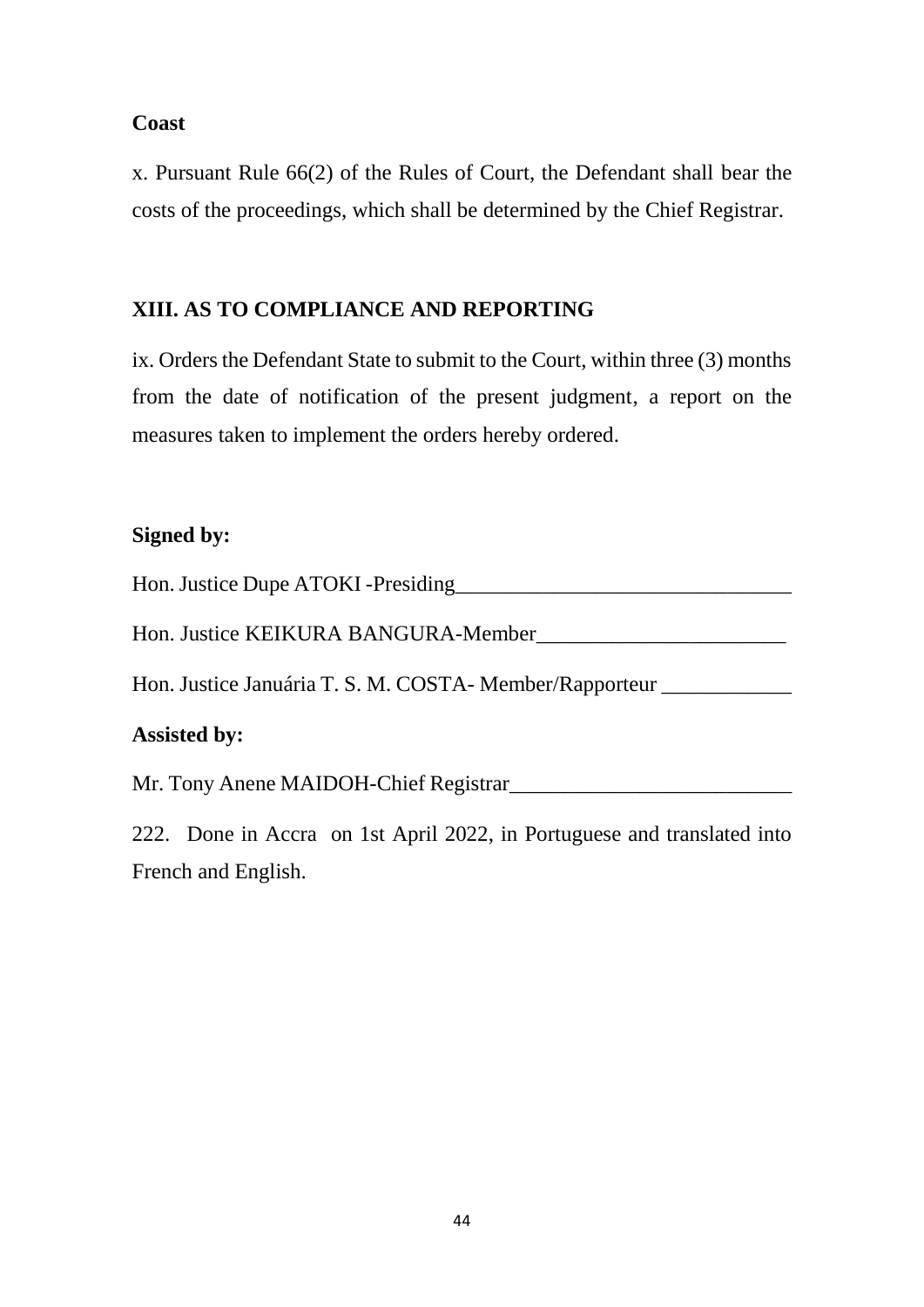**Coast**

x. Pursuant Rule 66(2) of the Rules of Court, the Defendant shall bear the costs of the proceedings, which shall be determined by the Chief Registrar.

## XIII. AS TO COMPLIANCE AND REPORTING

ix. Orders the Defendant State to submit to the Court, within three (3) months from the date of notification of the present judgment, a report on the measures taken to implement the orders hereby ordered.

**Signed by:**

Hon. Justice Dupe ATOKI -Presiding_______________________________

Hon. Justice KEIKURA BANGURA-Member_______________________

Hon. Justice Januária T. S. M. COSTA- Member/Rapporteur ____________

**Assisted by:**

Mr. Tony Anene MAIDOH-Chief Registrar__________________________

222. Done in Accra on 1st April 2022, in Portuguese and translated into French and English.